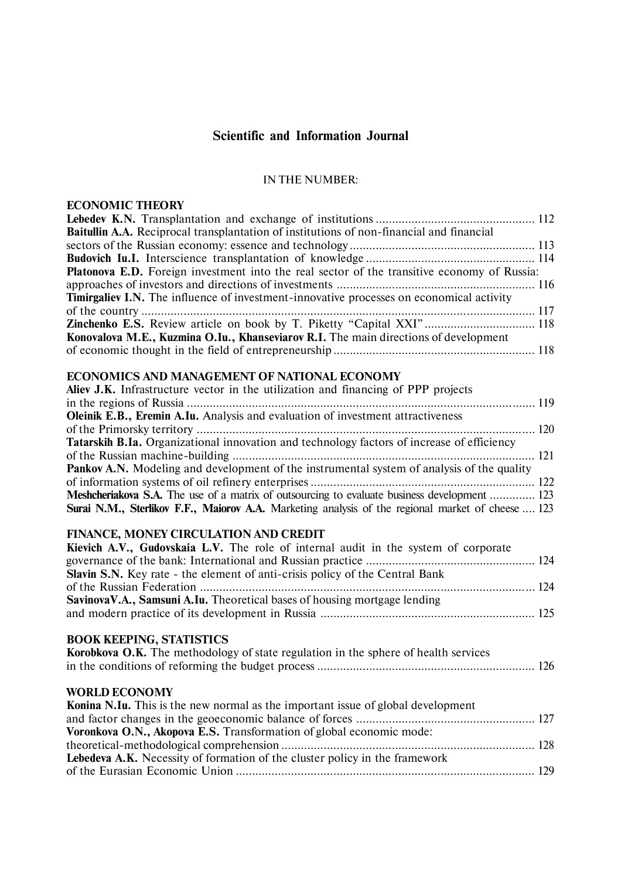## Scientific and Information Journal

IN THE NUMBER:

### ECONOMIC THEORY

**Lebedev K.N.** Transplantation and exchange of institutions ................................................ 112

**Baitullin A.A.** Reciprocal transplantation of institutions of non-financial and financial sectors of the Russian economy: essence and technology ......................................................... 113

**Budovich Iu.I.** Interscience transplantation of knowledge .................................................... 114

**Platonova E.D.** Foreign investment into the real sector of the transitive economy of Russia: approaches of investors and directions of investments ............................................................. 116

**Timirgaliev I.N.** The influence of investment-innovative processes on economical activity of the country ......................................................................................................................... 117

**Zinchenko E.S.** Review article on book by T. Piketty "Capital XXI" .................................. 118

**Konovalova M.E., Kuzmina O.Iu., Khanseviarov R.I.** The main directions of development of economic thought in the field of entrepreneurship .............................................................. 118

### ECONOMICS AND MANAGEMENT OF NATIONAL ECONOMY

**Aliev J.K.** Infrastructure vector in the utilization and financing of PPP projects in the regions of Russia ........................................................................................................... 119

**Oleinik E.B., Eremin A.Iu.** Analysis and evaluation of investment attractiveness of the Primorsky territory ....................................................................................................... 120

**Tatarskih B.Ia.** Organizational innovation and technology factors of increase of efficiency of the Russian machine-building ............................................................................................ 121

**Pankov A.N.** Modeling and development of the instrumental system of analysis of the quality of information systems of oil refinery enterprises ..................................................................... 122

**Meshcheriakova S.A.** The use of a matrix of outsourcing to evaluate business development .............. 123

**Surai N.M., Sterlikov F.F., Maiorov A.A.** Marketing analysis of the regional market of cheese .... 123

### FINANCE, MONEY CIRCULATION AND CREDIT

**Kievich A.V., Gudovskaia L.V.** The role of internal audit in the system of corporate governance of the bank: International and Russian practice .................................................... 124

**Slavin S.N.** Key rate - the element of anti-crisis policy of the Central Bank of the Russian Federation ....................................................................................................... 124

**SavinovaV.A., Samsuni A.Iu.** Theoretical bases of housing mortgage lending and modern practice of its development in Russia .................................................................. 125

### BOOK KEEPING, STATISTICS

**Korobkova O.K.** The methodology of state regulation in the sphere of health services in the conditions of reforming the budget process .................................................................. 126

### WORLD ECONOMY

**Konina N.Iu.** This is the new normal as the important issue of global development and factor changes in the geoeconomic balance of forces ....................................................... 127

**Voronkova O.N., Akopova E.S.** Transformation of global economic mode: theoretical-methodological comprehension ............................................................................. 128

**Lebedeva A.K.** Necessity of formation of the cluster policy in the framework of the Eurasian Economic Union ............................................................................................ 129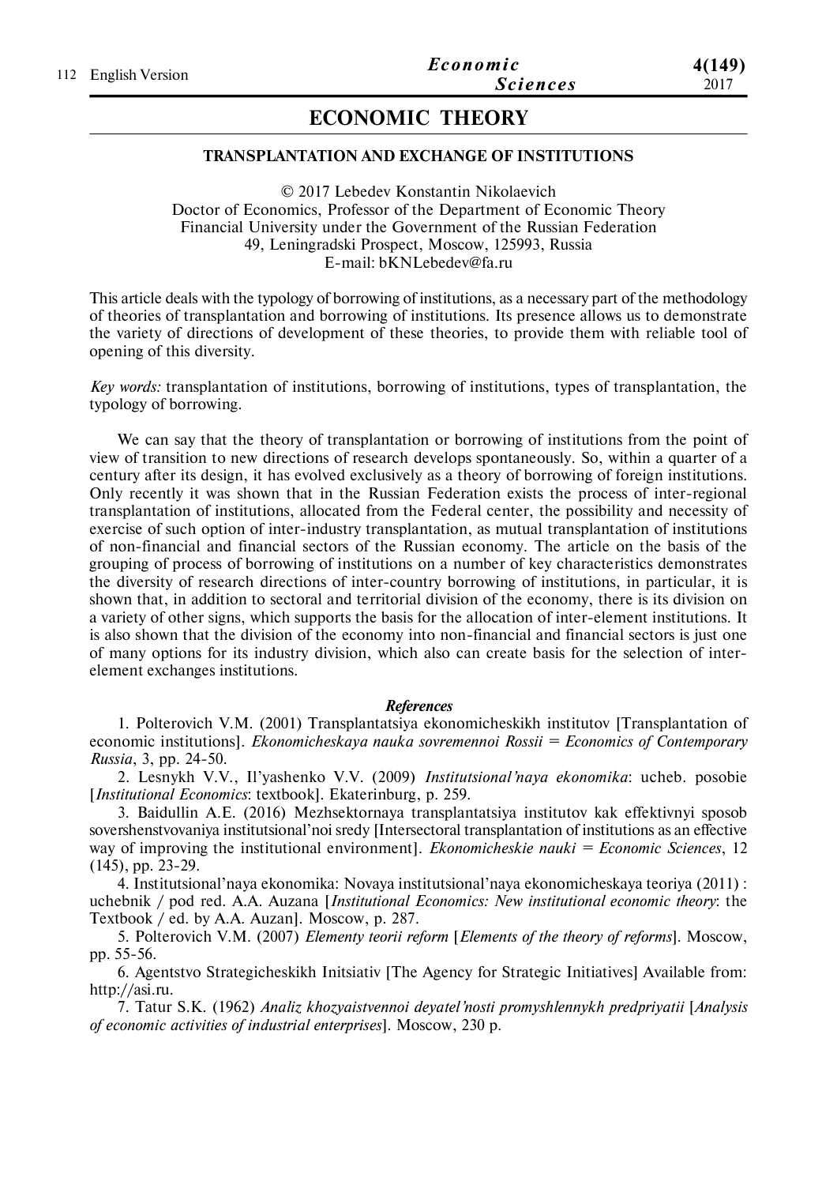## ECONOMIC THEORY

### TRANSPLANTATION AND EXCHANGE OF INSTITUTIONS

© 2017 Lebedev Konstantin Nikolaevich
Doctor of Economics, Professor of the Department of Economic Theory
Financial University under the Government of the Russian Federation
49, Leningradski Prospect, Moscow, 125993, Russia
E-mail: bKNLebedev@fa.ru

This article deals with the typology of borrowing of institutions, as a necessary part of the methodology of theories of transplantation and borrowing of institutions. Its presence allows us to demonstrate the variety of directions of development of these theories, to provide them with reliable tool of opening of this diversity.

*Key words:* transplantation of institutions, borrowing of institutions, types of transplantation, the typology of borrowing.

We can say that the theory of transplantation or borrowing of institutions from the point of view of transition to new directions of research develops spontaneously. So, within a quarter of a century after its design, it has evolved exclusively as a theory of borrowing of foreign institutions. Only recently it was shown that in the Russian Federation exists the process of inter-regional transplantation of institutions, allocated from the Federal center, the possibility and necessity of exercise of such option of inter-industry transplantation, as mutual transplantation of institutions of non-financial and financial sectors of the Russian economy. The article on the basis of the grouping of process of borrowing of institutions on a number of key characteristics demonstrates the diversity of research directions of inter-country borrowing of institutions, in particular, it is shown that, in addition to sectoral and territorial division of the economy, there is its division on a variety of other signs, which supports the basis for the allocation of inter-element institutions. It is also shown that the division of the economy into non-financial and financial sectors is just one of many options for its industry division, which also can create basis for the selection of inter-element exchanges institutions.

***References***

1. Polterovich V.M. (2001) Transplantatsiya ekonomicheskikh institutov [Transplantation of economic institutions]. *Ekonomicheskaya nauka sovremennoi Rossii = Economics of Contemporary Russia*, 3, pp. 24-50.
2. Lesnykh V.V., Il'yashenko V.V. (2009) *Institutsional'naya ekonomika*: ucheb. posobie [*Institutional Economics*: textbook]. Ekaterinburg, p. 259.
3. Baidullin A.E. (2016) Mezhsektornaya transplantatsiya institutov kak effektivnyi sposob sovershenstvovaniya institutsional'noi sredy [Intersectoral transplantation of institutions as an effective way of improving the institutional environment]. *Ekonomicheskie nauki = Economic Sciences*, 12 (145), pp. 23-29.
4. Institutsional'naya ekonomika: Novaya institutsional'naya ekonomicheskaya teoriya (2011) : uchebnik / pod red. A.A. Auzana [*Institutional Economics: New institutional economic theory*: the Textbook / ed. by A.A. Auzan]. Moscow, p. 287.
5. Polterovich V.M. (2007) *Elementy teorii reform* [*Elements of the theory of reforms*]. Moscow, pp. 55-56.
6. Agentstvo Strategicheskikh Initsiativ [The Agency for Strategic Initiatives] Available from: http://asi.ru.
7. Tatur S.K. (1962) *Analiz khozyaistvennoi deyatel'nosti promyshlennykh predpriyatii* [*Analysis of economic activities of industrial enterprises*]. Moscow, 230 p.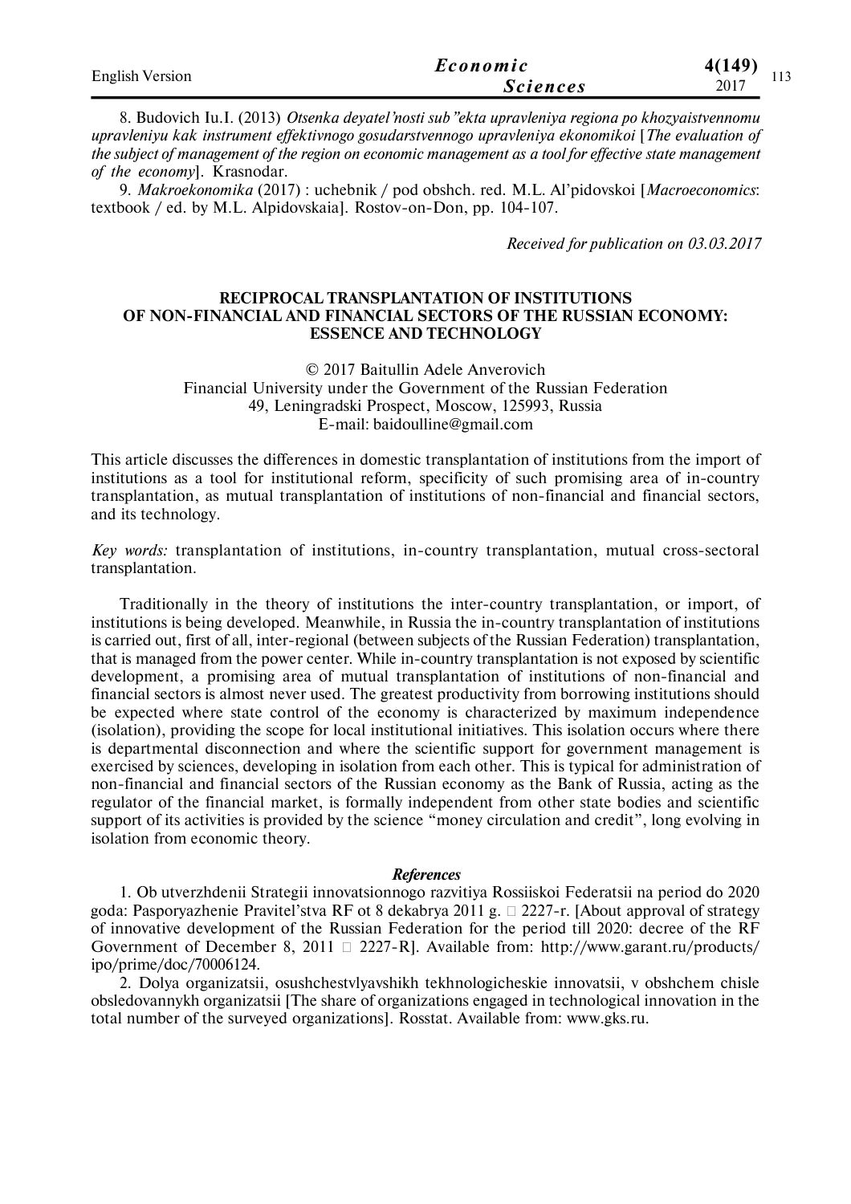8. Budovich Iu.I. (2013) *Otsenka deyatel'nosti sub"ekta upravleniya regiona po khozyaistvennomu upravleniyu kak instrument effektivnogo gosudarstvennogo upravleniya ekonomikoi* [*The evaluation of the subject of management of the region on economic management as a tool for effective state management of the economy*]. Krasnodar.

9. *Makroekonomika* (2017) : uchebnik / pod obshch. red. M.L. Al'pidovskoi [*Macroeconomics*: textbook / ed. by M.L. Alpidovskaia]. Rostov-on-Don, pp. 104-107.

*Received for publication on 03.03.2017*

## RECIPROCAL TRANSPLANTATION OF INSTITUTIONS OF NON-FINANCIAL AND FINANCIAL SECTORS OF THE RUSSIAN ECONOMY: ESSENCE AND TECHNOLOGY

© 2017 Baitullin Adele Anverovich
Financial University under the Government of the Russian Federation
49, Leningradski Prospect, Moscow, 125993, Russia
E-mail: baidoulline@gmail.com

This article discusses the differences in domestic transplantation of institutions from the import of institutions as a tool for institutional reform, specificity of such promising area of in-country transplantation, as mutual transplantation of institutions of non-financial and financial sectors, and its technology.

*Key words:* transplantation of institutions, in-country transplantation, mutual cross-sectoral transplantation.

Traditionally in the theory of institutions the inter-country transplantation, or import, of institutions is being developed. Meanwhile, in Russia the in-country transplantation of institutions is carried out, first of all, inter-regional (between subjects of the Russian Federation) transplantation, that is managed from the power center. While in-country transplantation is not exposed by scientific development, a promising area of mutual transplantation of institutions of non-financial and financial sectors is almost never used. The greatest productivity from borrowing institutions should be expected where state control of the economy is characterized by maximum independence (isolation), providing the scope for local institutional initiatives. This isolation occurs where there is departmental disconnection and where the scientific support for government management is exercised by sciences, developing in isolation from each other. This is typical for administration of non-financial and financial sectors of the Russian economy as the Bank of Russia, acting as the regulator of the financial market, is formally independent from other state bodies and scientific support of its activities is provided by the science "money circulation and credit", long evolving in isolation from economic theory.

### *References*

1. Ob utverzhdenii Strategii innovatsionnogo razvitiya Rossiiskoi Federatsii na period do 2020 goda: Pasporyazhenie Pravitel'stva RF ot 8 dekabrya 2011 g. № 2227-r. [About approval of strategy of innovative development of the Russian Federation for the period till 2020: decree of the RF Government of December 8, 2011 № 2227-R]. Available from: http://www.garant.ru/products/ipo/prime/doc/70006124.

2. Dolya organizatsii, osushchestvlyavshikh tekhnologicheskie innovatsii, v obshchem chisle obsledovannykh organizatsii [The share of organizations engaged in technological innovation in the total number of the surveyed organizations]. Rosstat. Available from: www.gks.ru.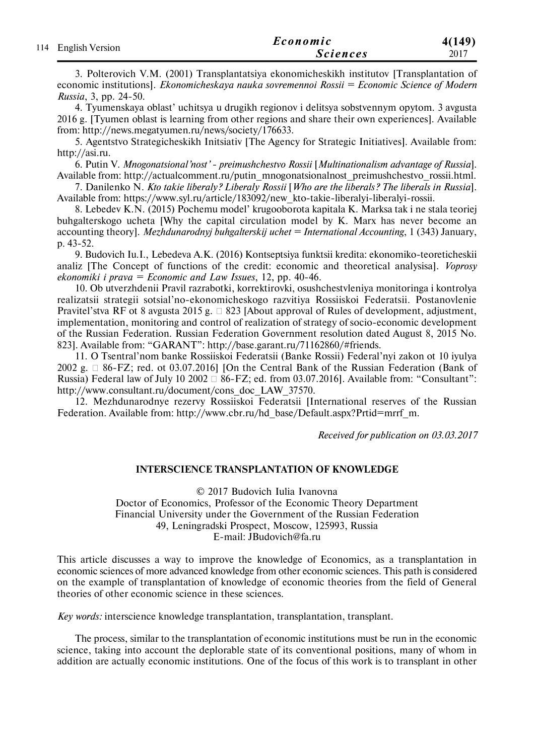3. Polterovich V.M. (2001) Transplantatsiya ekonomicheskikh institutov [Transplantation of economic institutions]. *Ekonomicheskaya nauka sovremennoi Rossii = Economic Science of Modern Russia*, 3, pp. 24-50.

4. Tyumenskaya oblast' uchitsya u drugikh regionov i delitsya sobstvennym opytom. 3 avgusta 2016 g. [Tyumen oblast is learning from other regions and share their own experiences]. Available from: http://news.megatyumen.ru/news/society/176633.

5. Agentstvo Strategicheskikh Initsiativ [The Agency for Strategic Initiatives]. Available from: http://asi.ru.

6. Putin V. *Mnogonatsional'nost' - preimushchestvo Rossii* [*Multinationalism advantage of Russia*]. Available from: http://actualcomment.ru/putin_mnogonatsionalnost_preimushchestvo_rossii.html.

7. Danilenko N. *Kto takie liberaly? Liberaly Rossii* [*Who are the liberals? The liberals in Russia*]. Available from: https://www.syl.ru/article/183092/new_kto-takie-liberalyi-liberalyi-rossii.

8. Lebedev K.N. (2015) Pochemu model' krugooborota kapitala K. Marksa tak i ne stala teoriej buhgalterskogo ucheta [Why the capital circulation model by K. Marx has never become an accounting theory]. *Mezhdunarodnyj buhgalterskij uchet = International Accounting*, 1 (343) January, p. 43-52.

9. Budovich Iu.I., Lebedeva A.K. (2016) Kontseptsiya funktsii kredita: ekonomiko-teoreticheskii analiz [The Concept of functions of the credit: economic and theoretical analysisa]. *Voprosy ekonomiki i prava = Economic and Law Issues*, 12, pp. 40-46.

10. Ob utverzhdenii Pravil razrabotki, korrektirovki, osushchestvleniya monitoringa i kontrolya realizatsii strategii sotsial'no-ekonomicheskogo razvitiya Rossiiskoi Federatsii. Postanovlenie Pravitel'stva RF ot 8 avgusta 2015 g. □ 823 [About approval of Rules of development, adjustment, implementation, monitoring and control of realization of strategy of socio-economic development of the Russian Federation. Russian Federation Government resolution dated August 8, 2015 No. 823]. Available from: "GARANT": http://base.garant.ru/71162860/#friends.

11. O Tsentral'nom banke Rossiiskoi Federatsii (Banke Rossii) Federal'nyi zakon ot 10 iyulya 2002 g. □ 86-FZ; red. ot 03.07.2016] [On the Central Bank of the Russian Federation (Bank of Russia) Federal law of July 10 2002 □ 86-FZ; ed. from 03.07.2016]. Available from: "Consultant": http://www.consultant.ru/document/cons_doc_LAW_37570.

12. Mezhdunarodnye rezervy Rossiiskoi Federatsii [International reserves of the Russian Federation. Available from: http://www.cbr.ru/hd_base/Default.aspx?Prtid=mrrf_m.

*Received for publication on 03.03.2017*

## INTERSCIENCE TRANSPLANTATION OF KNOWLEDGE

© 2017 Budovich Iulia Ivanovna
Doctor of Economics, Professor of the Economic Theory Department
Financial University under the Government of the Russian Federation
49, Leningradski Prospect, Moscow, 125993, Russia
E-mail: JBudovich@fa.ru

This article discusses a way to improve the knowledge of Economics, as a transplantation in economic sciences of more advanced knowledge from other economic sciences. This path is considered on the example of transplantation of knowledge of economic theories from the field of General theories of other economic science in these sciences.

*Key words:* interscience knowledge transplantation, transplantation, transplant.

The process, similar to the transplantation of economic institutions must be run in the economic science, taking into account the deplorable state of its conventional positions, many of whom in addition are actually economic institutions. One of the focus of this work is to transplant in other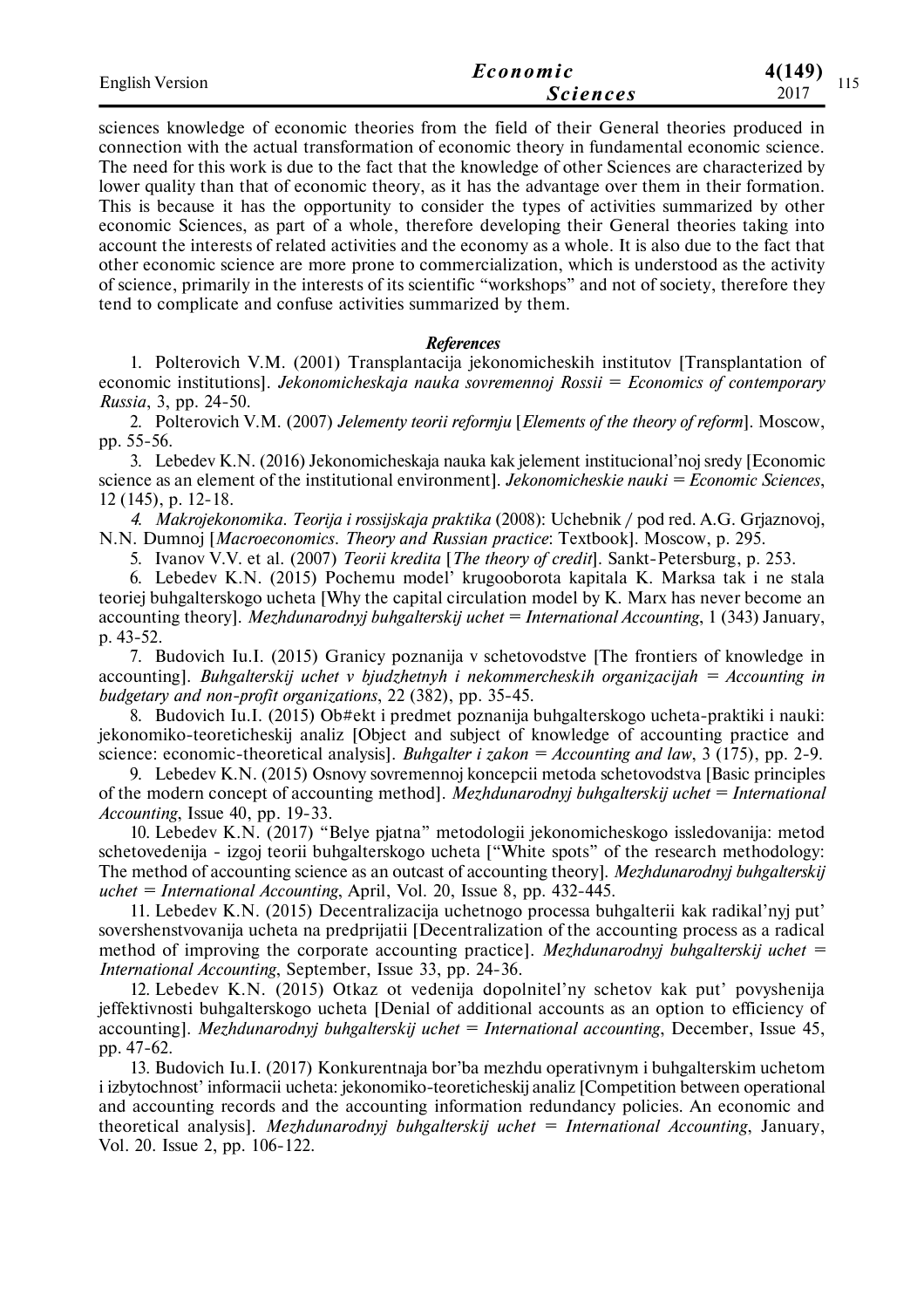sciences knowledge of economic theories from the field of their General theories produced in connection with the actual transformation of economic theory in fundamental economic science. The need for this work is due to the fact that the knowledge of other Sciences are characterized by lower quality than that of economic theory, as it has the advantage over them in their formation. This is because it has the opportunity to consider the types of activities summarized by other economic Sciences, as part of a whole, therefore developing their General theories taking into account the interests of related activities and the economy as a whole. It is also due to the fact that other economic science are more prone to commercialization, which is understood as the activity of science, primarily in the interests of its scientific "workshops" and not of society, therefore they tend to complicate and confuse activities summarized by them.

### *References*

1. Polterovich V.M. (2001) Transplantacija jekonomicheskih institutov [Transplantation of economic institutions]. *Jekonomicheskaja nauka sovremennoj Rossii = Economics of contemporary Russia*, 3, pp. 24-50.
2. Polterovich V.M. (2007) *Jelementy teorii reformju* [*Elements of the theory of reform*]. Moscow, pp. 55-56.
3. Lebedev K.N. (2016) Jekonomicheskaja nauka kak jelement institucional'noj sredy [Economic science as an element of the institutional environment]. *Jekonomicheskie nauki = Economic Sciences*, 12 (145), p. 12-18.
4. *Makrojekonomika. Teorija i rossijskaja praktika* (2008): Uchebnik / pod red. A.G. Grjaznovoj, N.N. Dumnoj [*Macroeconomics. Theory and Russian practice*: Textbook]. Moscow, p. 295.
5. Ivanov V.V. et al. (2007) *Teorii kredita* [*The theory of credit*]. Sankt-Petersburg, p. 253.
6. Lebedev K.N. (2015) Pochemu model' krugooborota kapitala K. Marksa tak i ne stala teoriej buhgalterskogo ucheta [Why the capital circulation model by K. Marx has never become an accounting theory]. *Mezhdunarodnyj buhgalterskij uchet = International Accounting*, 1 (343) January, p. 43-52.
7. Budovich Iu.I. (2015) Granicy poznanija v schetovodstve [The frontiers of knowledge in accounting]. *Buhgalterskij uchet v bjudzhetnyh i nekommercheskih organizacijah = Accounting in budgetary and non-profit organizations*, 22 (382), pp. 35-45.
8. Budovich Iu.I. (2015) Ob#ekt i predmet poznanija buhgalterskogo ucheta-praktiki i nauki: jekonomiko-teoreticheskij analiz [Object and subject of knowledge of accounting practice and science: economic-theoretical analysis]. *Buhgalter i zakon = Accounting and law*, 3 (175), pp. 2-9.
9. Lebedev K.N. (2015) Osnovy sovremennoj koncepcii metoda schetovodstva [Basic principles of the modern concept of accounting method]. *Mezhdunarodnyj buhgalterskij uchet = International Accounting*, Issue 40, pp. 19-33.
10. Lebedev K.N. (2017) "Belye pjatna" metodologii jekonomicheskogo issledovanija: metod schetovedenija - izgoj teorii buhgalterskogo ucheta ["White spots" of the research methodology: The method of accounting science as an outcast of accounting theory]. *Mezhdunarodnyj buhgalterskij uchet = International Accounting*, April, Vol. 20, Issue 8, pp. 432-445.
11. Lebedev K.N. (2015) Decentralizacija uchetnogo processa buhgalterii kak radikal'nyj put' sovershenstvovanija ucheta na predprijatii [Decentralization of the accounting process as a radical method of improving the corporate accounting practice]. *Mezhdunarodnyj buhgalterskij uchet = International Accounting*, September, Issue 33, pp. 24-36.
12. Lebedev K.N. (2015) Otkaz ot vedenija dopolnitel'ny schetov kak put' povyshenija jeffektivnosti buhgalterskogo ucheta [Denial of additional accounts as an option to efficiency of accounting]. *Mezhdunarodnyj buhgalterskij uchet = International accounting*, December, Issue 45, pp. 47-62.
13. Budovich Iu.I. (2017) Konkurentnaja bor'ba mezhdu operativnym i buhgalterskim uchetom i izbytochnost' informacii ucheta: jekonomiko-teoreticheskij analiz [Competition between operational and accounting records and the accounting information redundancy policies. An economic and theoretical analysis]. *Mezhdunarodnyj buhgalterskij uchet = International Accounting*, January, Vol. 20. Issue 2, pp. 106-122.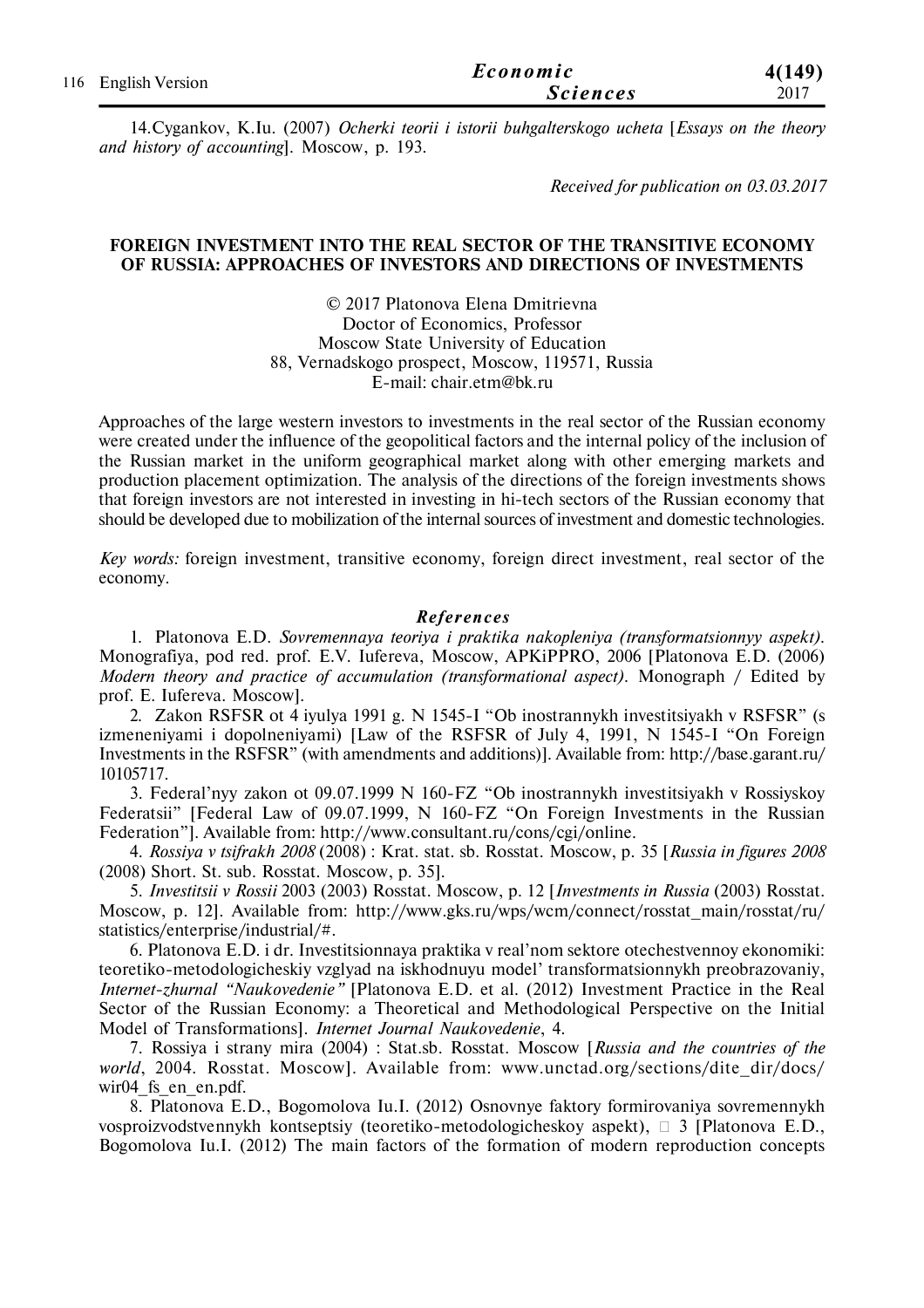14.Cygankov, K.Iu. (2007) *Ocherki teorii i istorii buhgalterskogo ucheta* [*Essays on the theory and history of accounting*]. Moscow, p. 193.

*Received for publication on 03.03.2017*

## FOREIGN INVESTMENT INTO THE REAL SECTOR OF THE TRANSITIVE ECONOMY OF RUSSIA: APPROACHES OF INVESTORS AND DIRECTIONS OF INVESTMENTS

© 2017 Platonova Elena Dmitrievna
Doctor of Economics, Professor
Moscow State University of Education
88, Vernadskogo prospect, Moscow, 119571, Russia
E-mail: chair.etm@bk.ru

Approaches of the large western investors to investments in the real sector of the Russian economy were created under the influence of the geopolitical factors and the internal policy of the inclusion of the Russian market in the uniform geographical market along with other emerging markets and production placement optimization. The analysis of the directions of the foreign investments shows that foreign investors are not interested in investing in hi-tech sectors of the Russian economy that should be developed due to mobilization of the internal sources of investment and domestic technologies.

*Key words:* foreign investment, transitive economy, foreign direct investment, real sector of the economy.

### *References*

1. Platonova E.D. *Sovremennaya teoriya i praktika nakopleniya (transformatsionnyy aspekt)*. Monografiya, pod red. prof. E.V. Iufereva, Moscow, APKiPPRO, 2006 [Platonova E.D. (2006) *Modern theory and practice of accumulation (transformational aspect)*. Monograph / Edited by prof. E. Iufereva. Moscow].

2. Zakon RSFSR ot 4 iyulya 1991 g. N 1545-I "Ob inostrannykh investitsiyakh v RSFSR" (s izmeneniyami i dopolneniyami) [Law of the RSFSR of July 4, 1991, N 1545-I "On Foreign Investments in the RSFSR" (with amendments and additions)]. Available from: http://base.garant.ru/10105717.

3. Federal'nyy zakon ot 09.07.1999 N 160-FZ "Ob inostrannykh investitsiyakh v Rossiyskoy Federatsii" [Federal Law of 09.07.1999, N 160-FZ "On Foreign Investments in the Russian Federation"]. Available from: http://www.consultant.ru/cons/cgi/online.

4. *Rossiya v tsifrakh 2008* (2008) : Krat. stat. sb. Rosstat. Moscow, p. 35 [*Russia in figures 2008* (2008) Short. St. sub. Rosstat. Moscow, p. 35].

5. *Investitsii v Rossii* 2003 (2003) Rosstat. Moscow, p. 12 [*Investments in Russia* (2003) Rosstat. Moscow, p. 12]. Available from: http://www.gks.ru/wps/wcm/connect/rosstat_main/rosstat/ru/statistics/enterprise/industrial/#.

6. Platonova E.D. i dr. Investitsionnaya praktika v real'nom sektore otechestvennoy ekonomiki: teoretiko-metodologicheskiy vzglyad na iskhodnuyu model' transformatsionnykh preobrazovaniy, *Internet-zhurnal "Naukovedenie"* [Platonova E.D. et al. (2012) Investment Practice in the Real Sector of the Russian Economy: a Theoretical and Methodological Perspective on the Initial Model of Transformations]. *Internet Journal Naukovedenie*, 4.

7. Rossiya i strany mira (2004) : Stat.sb. Rosstat. Moscow [*Russia and the countries of the world*, 2004. Rosstat. Moscow]. Available from: www.unctad.org/sections/dite_dir/docs/wir04_fs_en_en.pdf.

8. Platonova E.D., Bogomolova Iu.I. (2012) Osnovnye faktory formirovaniya sovremennykh vosproizvodstvennykh kontseptsiy (teoretiko-metodologicheskoy aspekt), □ 3 [Platonova E.D., Bogomolova Iu.I. (2012) The main factors of the formation of modern reproduction concepts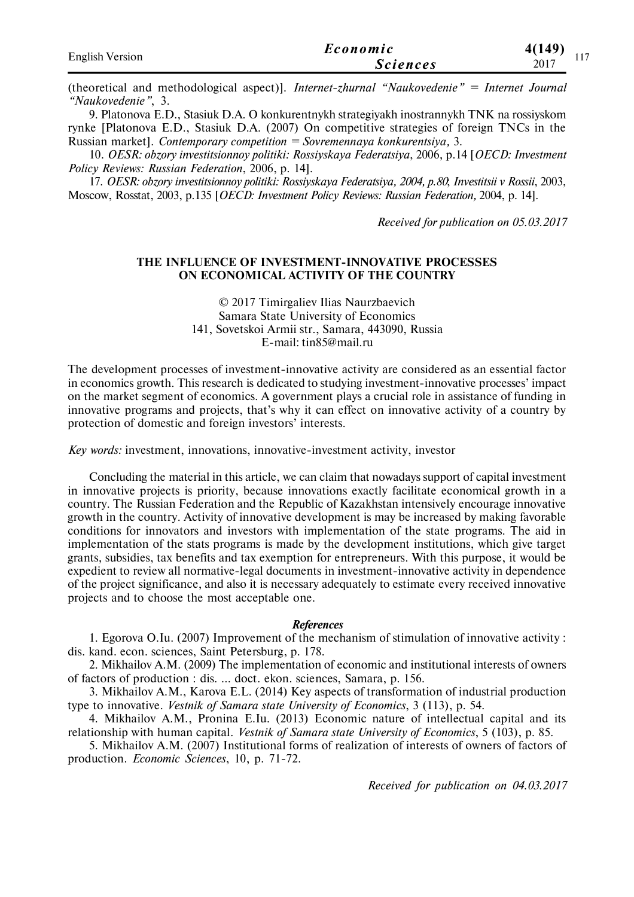(theoretical and methodological aspect)]. *Internet-zhurnal "Naukovedenie" = Internet Journal "Naukovedenie"*, 3.

9. Platonova E.D., Stasiuk D.A. O konkurentnykh strategiyakh inostrannykh TNK na rossiyskom rynke [Platonova E.D., Stasiuk D.A. (2007) On competitive strategies of foreign TNCs in the Russian market]. *Contemporary competition = Sovremennaya konkurentsiya,* 3.

10. *OESR: obzory investitsionnoy politiki: Rossiyskaya Federatsiya*, 2006, p.14 [*OECD: Investment Policy Reviews: Russian Federation*, 2006, p. 14].

17. *OESR: obzory investitsionnoy politiki: Rossiyskaya Federatsiya, 2004, p.80*; *Investitsii v Rossii*, 2003, Moscow, Rosstat, 2003, p.135 [*OECD: Investment Policy Reviews: Russian Federation,* 2004, p. 14].

*Received for publication on 05.03.2017*

## THE INFLUENCE OF INVESTMENT-INNOVATIVE PROCESSES ON ECONOMICAL ACTIVITY OF THE COUNTRY

© 2017 Timirgaliev Ilias Naurzbaevich
Samara State University of Economics
141, Sovetskoi Armii str., Samara, 443090, Russia
E-mail: tin85@mail.ru

The development processes of investment-innovative activity are considered as an essential factor in economics growth. This research is dedicated to studying investment-innovative processes' impact on the market segment of economics. A government plays a crucial role in assistance of funding in innovative programs and projects, that's why it can effect on innovative activity of a country by protection of domestic and foreign investors' interests.

*Key words:* investment, innovations, innovative-investment activity, investor

Concluding the material in this article, we can claim that nowadays support of capital investment in innovative projects is priority, because innovations exactly facilitate economical growth in a country. The Russian Federation and the Republic of Kazakhstan intensively encourage innovative growth in the country. Activity of innovative development is may be increased by making favorable conditions for innovators and investors with implementation of the state programs. The aid in implementation of the stats programs is made by the development institutions, which give target grants, subsidies, tax benefits and tax exemption for entrepreneurs. With this purpose, it would be expedient to review all normative-legal documents in investment-innovative activity in dependence of the project significance, and also it is necessary adequately to estimate every received innovative projects and to choose the most acceptable one.

### *References*

1. Egorova O.Iu. (2007) Improvement of the mechanism of stimulation of innovative activity : dis. kand. econ. sciences, Saint Petersburg, p. 178.

2. Mikhailov A.M. (2009) The implementation of economic and institutional interests of owners of factors of production : dis. ... doct. ekon. sciences, Samara, p. 156.

3. Mikhailov A.M., Karova E.L. (2014) Key aspects of transformation of industrial production type to innovative. *Vestnik of Samara state University of Economics*, 3 (113), p. 54.

4. Mikhailov A.M., Pronina E.Iu. (2013) Economic nature of intellectual capital and its relationship with human capital. *Vestnik of Samara state University of Economics*, 5 (103), p. 85.

5. Mikhailov A.M. (2007) Institutional forms of realization of interests of owners of factors of production. *Economic Sciences*, 10, p. 71-72.

*Received for publication on 04.03.2017*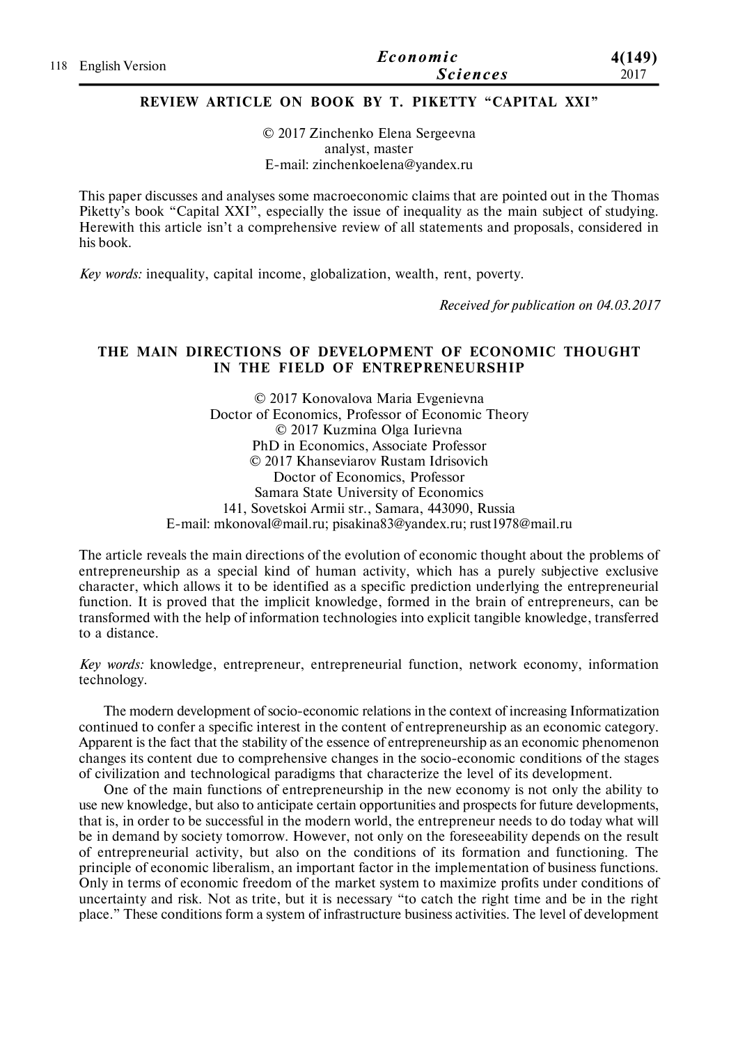## REVIEW ARTICLE ON BOOK BY T. PIKETTY "CAPITAL XXI"

© 2017 Zinchenko Elena Sergeevna
analyst, master
E-mail: zinchenkoelena@yandex.ru

This paper discusses and analyses some macroeconomic claims that are pointed out in the Thomas Piketty's book "Capital XXI", especially the issue of inequality as the main subject of studying. Herewith this article isn't a comprehensive review of all statements and proposals, considered in his book.

*Key words:* inequality, capital income, globalization, wealth, rent, poverty.

*Received for publication on 04.03.2017*

## THE MAIN DIRECTIONS OF DEVELOPMENT OF ECONOMIC THOUGHT IN THE FIELD OF ENTREPRENEURSHIP

© 2017 Konovalova Maria Evgenievna
Doctor of Economics, Professor of Economic Theory
© 2017 Kuzmina Olga Iurievna
PhD in Economics, Associate Professor
© 2017 Khanseviarov Rustam Idrisovich
Doctor of Economics, Professor
Samara State University of Economics
141, Sovetskoi Armii str., Samara, 443090, Russia
E-mail: mkonoval@mail.ru; pisakina83@yandex.ru; rust1978@mail.ru

The article reveals the main directions of the evolution of economic thought about the problems of entrepreneurship as a special kind of human activity, which has a purely subjective exclusive character, which allows it to be identified as a specific prediction underlying the entrepreneurial function. It is proved that the implicit knowledge, formed in the brain of entrepreneurs, can be transformed with the help of information technologies into explicit tangible knowledge, transferred to a distance.

*Key words:* knowledge, entrepreneur, entrepreneurial function, network economy, information technology.

The modern development of socio-economic relations in the context of increasing Informatization continued to confer a specific interest in the content of entrepreneurship as an economic category. Apparent is the fact that the stability of the essence of entrepreneurship as an economic phenomenon changes its content due to comprehensive changes in the socio-economic conditions of the stages of civilization and technological paradigms that characterize the level of its development.

One of the main functions of entrepreneurship in the new economy is not only the ability to use new knowledge, but also to anticipate certain opportunities and prospects for future developments, that is, in order to be successful in the modern world, the entrepreneur needs to do today what will be in demand by society tomorrow. However, not only on the foreseeability depends on the result of entrepreneurial activity, but also on the conditions of its formation and functioning. The principle of economic liberalism, an important factor in the implementation of business functions. Only in terms of economic freedom of the market system to maximize profits under conditions of uncertainty and risk. Not as trite, but it is necessary "to catch the right time and be in the right place." These conditions form a system of infrastructure business activities. The level of development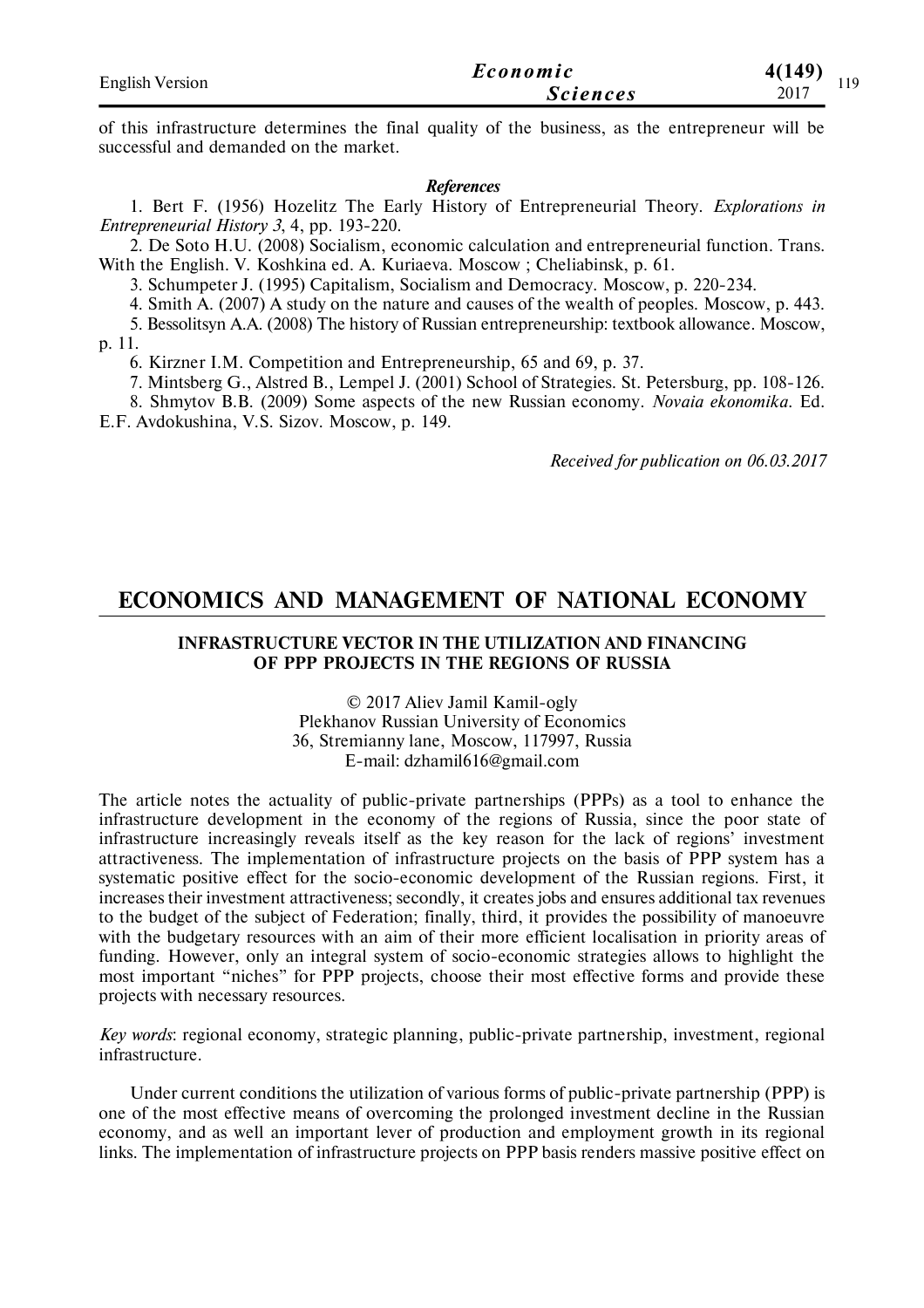of this infrastructure determines the final quality of the business, as the entrepreneur will be successful and demanded on the market.

***References***

1. Bert F. (1956) Hozelitz The Early History of Entrepreneurial Theory. *Explorations in Entrepreneurial History 3*, 4, pp. 193-220.
2. De Soto H.U. (2008) Socialism, economic calculation and entrepreneurial function. Trans. With the English. V. Koshkina ed. A. Kuriaeva. Moscow ; Cheliabinsk, p. 61.
3. Schumpeter J. (1995) Capitalism, Socialism and Democracy. Moscow, p. 220-234.
4. Smith A. (2007) A study on the nature and causes of the wealth of peoples. Moscow, p. 443.
5. Bessolitsyn A.A. (2008) The history of Russian entrepreneurship: textbook allowance. Moscow, p. 11.
6. Kirzner I.M. Competition and Entrepreneurship, 65 and 69, p. 37.
7. Mintsberg G., Alstred B., Lempel J. (2001) School of Strategies. St. Petersburg, pp. 108-126.
8. Shmytov B.B. (2009) Some aspects of the new Russian economy. *Novaia ekonomika*. Ed. E.F. Avdokushina, V.S. Sizov. Moscow, p. 149.

*Received for publication on 06.03.2017*

# ECONOMICS AND MANAGEMENT OF NATIONAL ECONOMY

## INFRASTRUCTURE VECTOR IN THE UTILIZATION AND FINANCING OF PPP PROJECTS IN THE REGIONS OF RUSSIA

© 2017 Aliev Jamil Kamil-ogly
Plekhanov Russian University of Economics
36, Stremianny lane, Moscow, 117997, Russia
E-mail: dzhamil616@gmail.com

The article notes the actuality of public-private partnerships (PPPs) as a tool to enhance the infrastructure development in the economy of the regions of Russia, since the poor state of infrastructure increasingly reveals itself as the key reason for the lack of regions' investment attractiveness. The implementation of infrastructure projects on the basis of PPP system has a systematic positive effect for the socio-economic development of the Russian regions. First, it increases their investment attractiveness; secondly, it creates jobs and ensures additional tax revenues to the budget of the subject of Federation; finally, third, it provides the possibility of manoeuvre with the budgetary resources with an aim of their more efficient localisation in priority areas of funding. However, only an integral system of socio-economic strategies allows to highlight the most important "niches" for PPP projects, choose their most effective forms and provide these projects with necessary resources.

*Key words*: regional economy, strategic planning, public-private partnership, investment, regional infrastructure.

Under current conditions the utilization of various forms of public-private partnership (PPP) is one of the most effective means of overcoming the prolonged investment decline in the Russian economy, and as well an important lever of production and employment growth in its regional links. The implementation of infrastructure projects on PPP basis renders massive positive effect on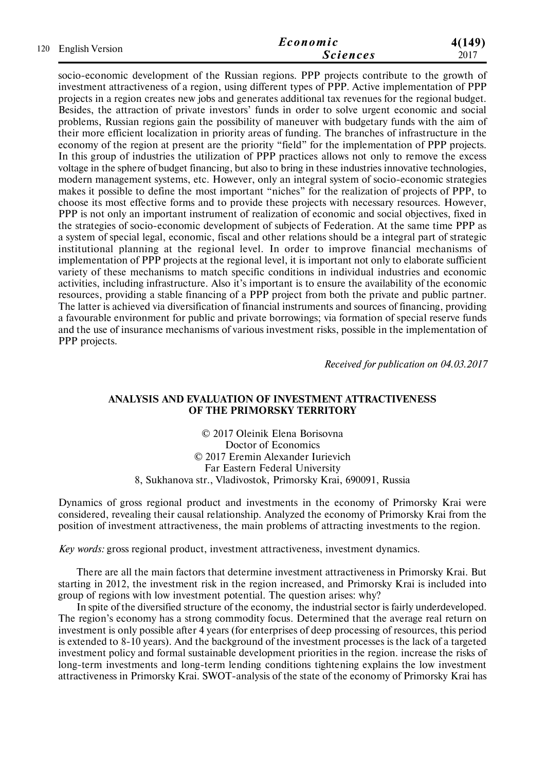socio-economic development of the Russian regions. PPP projects contribute to the growth of investment attractiveness of a region, using different types of PPP. Active implementation of PPP projects in a region creates new jobs and generates additional tax revenues for the regional budget. Besides, the attraction of private investors' funds in order to solve urgent economic and social problems, Russian regions gain the possibility of maneuver with budgetary funds with the aim of their more efficient localization in priority areas of funding. The branches of infrastructure in the economy of the region at present are the priority "field" for the implementation of PPP projects. In this group of industries the utilization of PPP practices allows not only to remove the excess voltage in the sphere of budget financing, but also to bring in these industries innovative technologies, modern management systems, etc. However, only an integral system of socio-economic strategies makes it possible to define the most important "niches" for the realization of projects of PPP, to choose its most effective forms and to provide these projects with necessary resources. However, PPP is not only an important instrument of realization of economic and social objectives, fixed in the strategies of socio-economic development of subjects of Federation. At the same time PPP as a system of special legal, economic, fiscal and other relations should be a integral part of strategic institutional planning at the regional level. In order to improve financial mechanisms of implementation of PPP projects at the regional level, it is important not only to elaborate sufficient variety of these mechanisms to match specific conditions in individual industries and economic activities, including infrastructure. Also it's important is to ensure the availability of the economic resources, providing a stable financing of a PPP project from both the private and public partner. The latter is achieved via diversification of financial instruments and sources of financing, providing a favourable environment for public and private borrowings; via formation of special reserve funds and the use of insurance mechanisms of various investment risks, possible in the implementation of PPP projects.

*Received for publication on 04.03.2017*

## ANALYSIS AND EVALUATION OF INVESTMENT ATTRACTIVENESS OF THE PRIMORSKY TERRITORY

© 2017 Oleinik Elena Borisovna
Doctor of Economics
© 2017 Eremin Alexander Iurievich
Far Eastern Federal University
8, Sukhanova str., Vladivostok, Primorsky Krai, 690091, Russia

Dynamics of gross regional product and investments in the economy of Primorsky Krai were considered, revealing their causal relationship. Analyzed the economy of Primorsky Krai from the position of investment attractiveness, the main problems of attracting investments to the region.

*Key words:* gross regional product, investment attractiveness, investment dynamics.

There are all the main factors that determine investment attractiveness in Primorsky Krai. But starting in 2012, the investment risk in the region increased, and Primorsky Krai is included into group of regions with low investment potential. The question arises: why?

In spite of the diversified structure of the economy, the industrial sector is fairly underdeveloped. The region's economy has a strong commodity focus. Determined that the average real return on investment is only possible after 4 years (for enterprises of deep processing of resources, this period is extended to 8-10 years). And the background of the investment processes is the lack of a targeted investment policy and formal sustainable development priorities in the region. increase the risks of long-term investments and long-term lending conditions tightening explains the low investment attractiveness in Primorsky Krai. SWOT-analysis of the state of the economy of Primorsky Krai has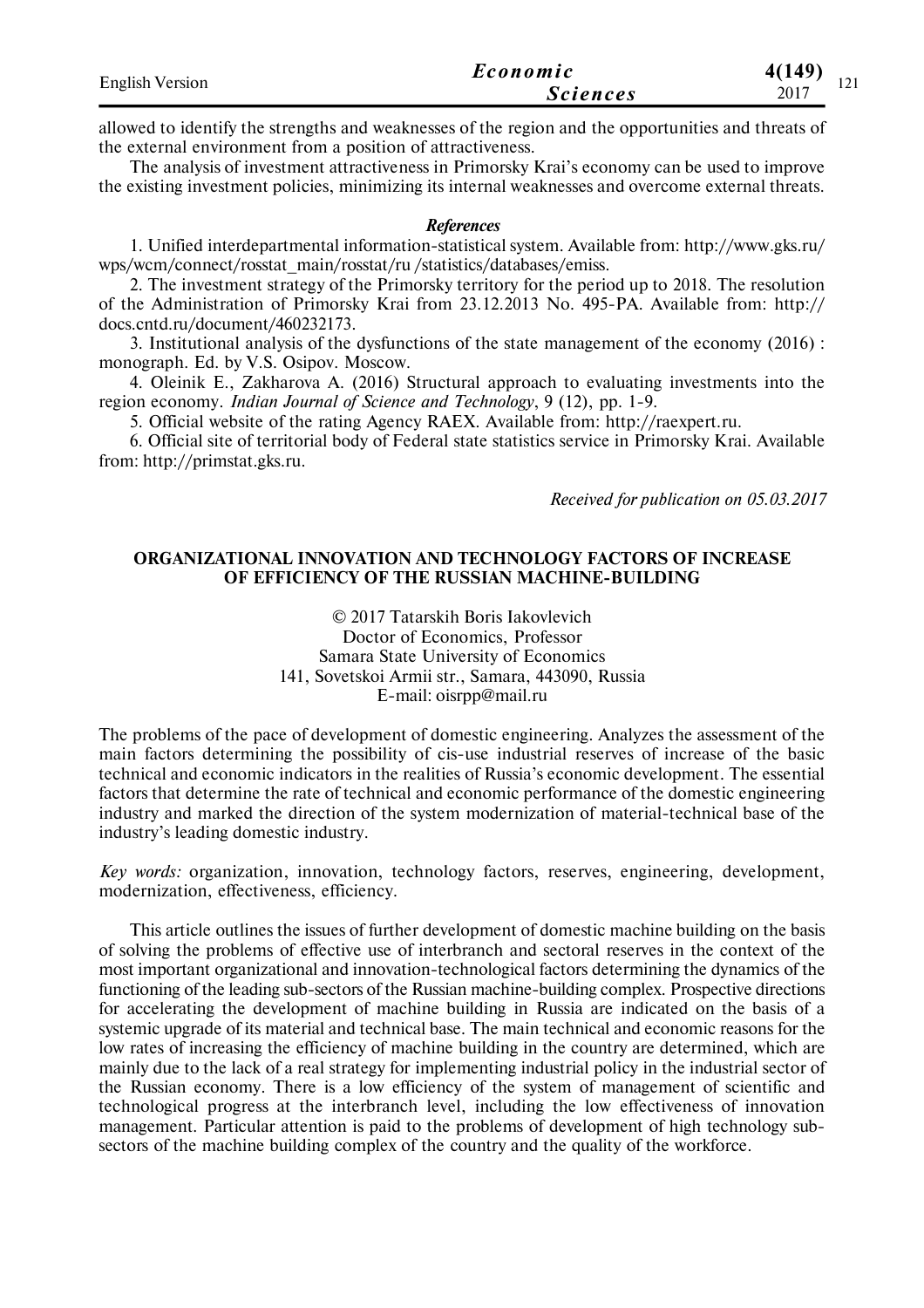allowed to identify the strengths and weaknesses of the region and the opportunities and threats of the external environment from a position of attractiveness.

The analysis of investment attractiveness in Primorsky Krai's economy can be used to improve the existing investment policies, minimizing its internal weaknesses and overcome external threats.

### *References*

1. Unified interdepartmental information-statistical system. Available from: http://www.gks.ru/wps/wcm/connect/rosstat_main/rosstat/ru /statistics/databases/emiss.
2. The investment strategy of the Primorsky territory for the period up to 2018. The resolution of the Administration of Primorsky Krai from 23.12.2013 No. 495-PA. Available from: http://docs.cntd.ru/document/460232173.
3. Institutional analysis of the dysfunctions of the state management of the economy (2016) : monograph. Ed. by V.S. Osipov. Moscow.
4. Oleinik E., Zakharova A. (2016) Structural approach to evaluating investments into the region economy. *Indian Journal of Science and Technology*, 9 (12), pp. 1-9.
5. Official website of the rating Agency RAEX. Available from: http://raexpert.ru.
6. Official site of territorial body of Federal state statistics service in Primorsky Krai. Available from: http://primstat.gks.ru.

*Received for publication on 05.03.2017*

## ORGANIZATIONAL INNOVATION AND TECHNOLOGY FACTORS OF INCREASE OF EFFICIENCY OF THE RUSSIAN MACHINE-BUILDING

© 2017 Tatarskih Boris Iakovlevich
Doctor of Economics, Professor
Samara State University of Economics
141, Sovetskoi Armii str., Samara, 443090, Russia
E-mail: oisrpp@mail.ru

The problems of the pace of development of domestic engineering. Analyzes the assessment of the main factors determining the possibility of cis-use industrial reserves of increase of the basic technical and economic indicators in the realities of Russia's economic development. The essential factors that determine the rate of technical and economic performance of the domestic engineering industry and marked the direction of the system modernization of material-technical base of the industry's leading domestic industry.

*Key words:* organization, innovation, technology factors, reserves, engineering, development, modernization, effectiveness, efficiency.

This article outlines the issues of further development of domestic machine building on the basis of solving the problems of effective use of interbranch and sectoral reserves in the context of the most important organizational and innovation-technological factors determining the dynamics of the functioning of the leading sub-sectors of the Russian machine-building complex. Prospective directions for accelerating the development of machine building in Russia are indicated on the basis of a systemic upgrade of its material and technical base. The main technical and economic reasons for the low rates of increasing the efficiency of machine building in the country are determined, which are mainly due to the lack of a real strategy for implementing industrial policy in the industrial sector of the Russian economy. There is a low efficiency of the system of management of scientific and technological progress at the interbranch level, including the low effectiveness of innovation management. Particular attention is paid to the problems of development of high technology sub-sectors of the machine building complex of the country and the quality of the workforce.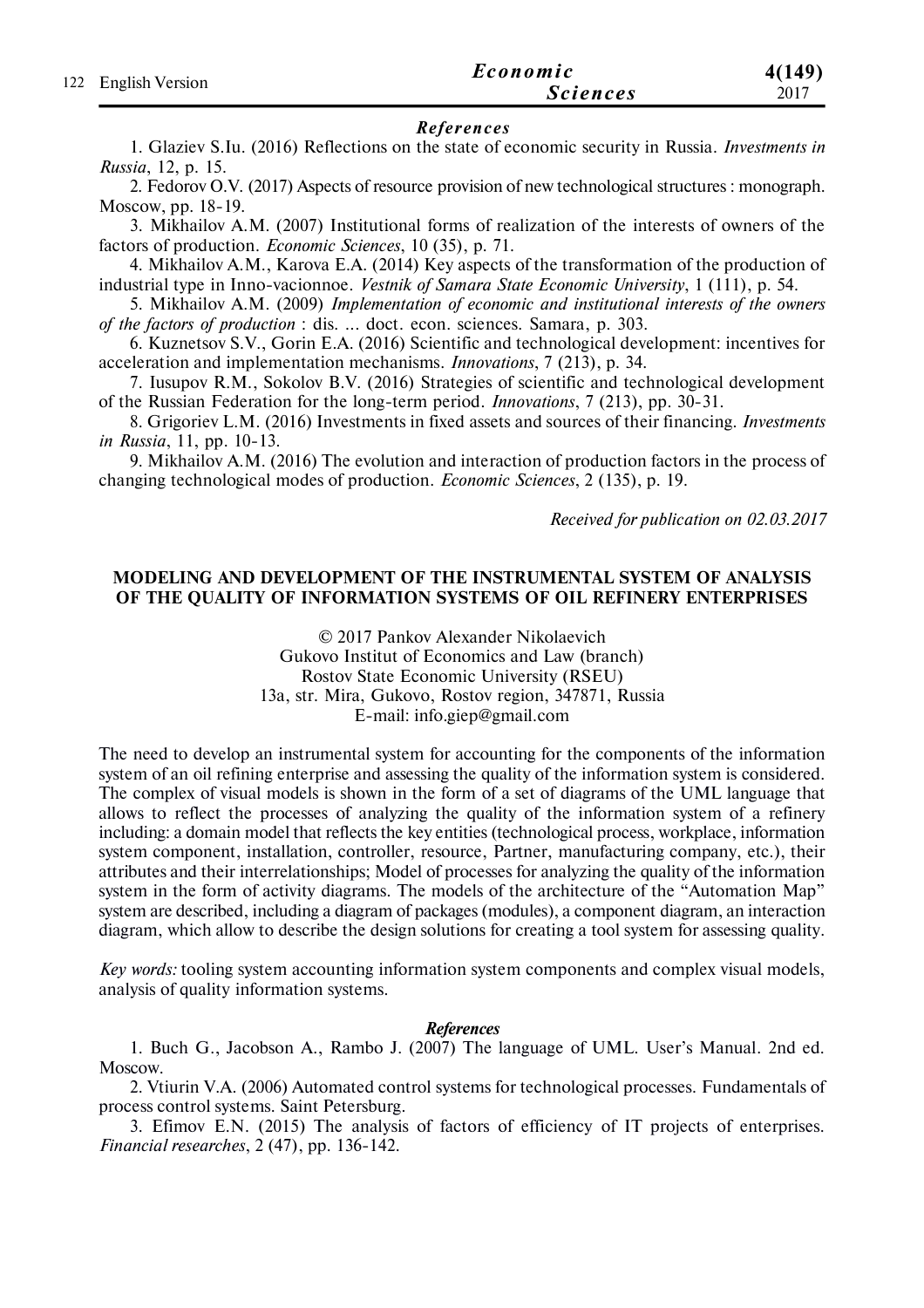### *References*

1. Glaziev S.Iu. (2016) Reflections on the state of economic security in Russia. *Investments in Russia*, 12, p. 15.
2. Fedorov O.V. (2017) Aspects of resource provision of new technological structures : monograph. Moscow, pp. 18-19.
3. Mikhailov A.M. (2007) Institutional forms of realization of the interests of owners of the factors of production. *Economic Sciences*, 10 (35), p. 71.
4. Mikhailov A.M., Karova E.A. (2014) Key aspects of the transformation of the production of industrial type in Inno-vacionnoe. *Vestnik of Samara State Economic University*, 1 (111), p. 54.
5. Mikhailov A.M. (2009) *Implementation of economic and institutional interests of the owners of the factors of production* : dis. ... doct. econ. sciences. Samara, p. 303.
6. Kuznetsov S.V., Gorin E.A. (2016) Scientific and technological development: incentives for acceleration and implementation mechanisms. *Innovations*, 7 (213), p. 34.
7. Iusupov R.M., Sokolov B.V. (2016) Strategies of scientific and technological development of the Russian Federation for the long-term period. *Innovations*, 7 (213), pp. 30-31.
8. Grigoriev L.M. (2016) Investments in fixed assets and sources of their financing. *Investments in Russia*, 11, pp. 10-13.
9. Mikhailov A.M. (2016) The evolution and interaction of production factors in the process of changing technological modes of production. *Economic Sciences*, 2 (135), p. 19.

*Received for publication on 02.03.2017*

## MODELING AND DEVELOPMENT OF THE INSTRUMENTAL SYSTEM OF ANALYSIS OF THE QUALITY OF INFORMATION SYSTEMS OF OIL REFINERY ENTERPRISES

© 2017 Pankov Alexander Nikolaevich
Gukovo Institut of Economics and Law (branch)
Rostov State Economic University (RSEU)
13a, str. Mira, Gukovo, Rostov region, 347871, Russia
E-mail: info.giep@gmail.com

The need to develop an instrumental system for accounting for the components of the information system of an oil refining enterprise and assessing the quality of the information system is considered. The complex of visual models is shown in the form of a set of diagrams of the UML language that allows to reflect the processes of analyzing the quality of the information system of a refinery including: a domain model that reflects the key entities (technological process, workplace, information system component, installation, controller, resource, Partner, manufacturing company, etc.), their attributes and their interrelationships; Model of processes for analyzing the quality of the information system in the form of activity diagrams. The models of the architecture of the “Automation Map” system are described, including a diagram of packages (modules), a component diagram, an interaction diagram, which allow to describe the design solutions for creating a tool system for assessing quality.

*Key words:* tooling system accounting information system components and complex visual models, analysis of quality information systems.

### *References*

1. Buch G., Jacobson A., Rambo J. (2007) The language of UML. User’s Manual. 2nd ed. Moscow.
2. Vtiurin V.A. (2006) Automated control systems for technological processes. Fundamentals of process control systems. Saint Petersburg.
3. Efimov E.N. (2015) The analysis of factors of efficiency of IT projects of enterprises. *Financial researches*, 2 (47), pp. 136-142.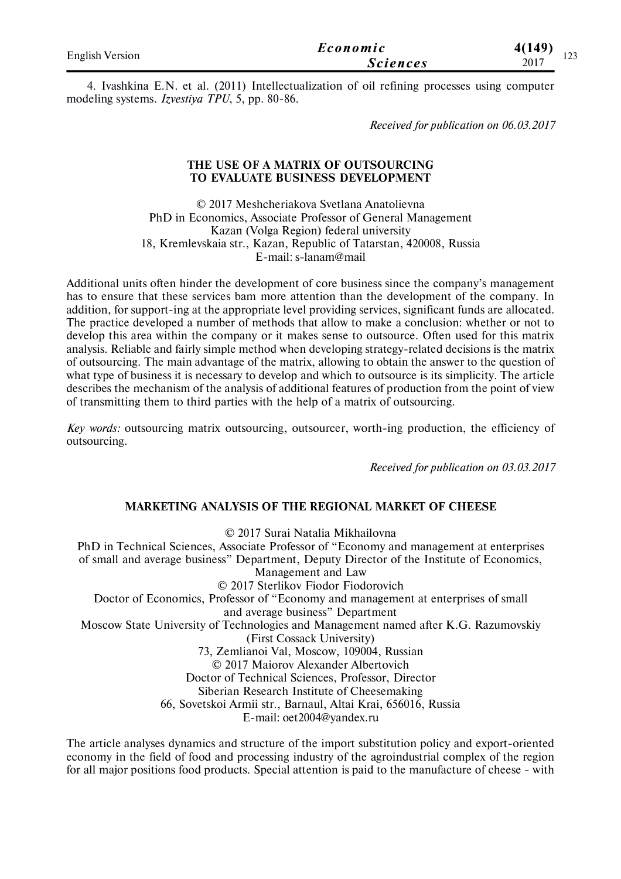4. Ivashkina E.N. et al. (2011) Intellectualization of oil refining processes using computer modeling systems. *Izvestiya TPU*, 5, pp. 80-86.

*Received for publication on 06.03.2017*

## THE USE OF A MATRIX OF OUTSOURCING TO EVALUATE BUSINESS DEVELOPMENT

© 2017 Meshcheriakova Svetlana Anatolievna
PhD in Economics, Associate Professor of General Management
Kazan (Volga Region) federal university
18, Kremlevskaia str., Kazan, Republic of Tatarstan, 420008, Russia
E-mail: s-lanam@mail

Additional units often hinder the development of core business since the company's management has to ensure that these services bam more attention than the development of the company. In addition, for support-ing at the appropriate level providing services, significant funds are allocated. The practice developed a number of methods that allow to make a conclusion: whether or not to develop this area within the company or it makes sense to outsource. Often used for this matrix analysis. Reliable and fairly simple method when developing strategy-related decisions is the matrix of outsourcing. The main advantage of the matrix, allowing to obtain the answer to the question of what type of business it is necessary to develop and which to outsource is its simplicity. The article describes the mechanism of the analysis of additional features of production from the point of view of transmitting them to third parties with the help of a matrix of outsourcing.

*Key words:* outsourcing matrix outsourcing, outsourcer, worth-ing production, the efficiency of outsourcing.

*Received for publication on 03.03.2017*

## MARKETING ANALYSIS OF THE REGIONAL MARKET OF CHEESE

© 2017 Surai Natalia Mikhailovna
PhD in Technical Sciences, Associate Professor of "Economy and management at enterprises of small and average business" Department, Deputy Director of the Institute of Economics, Management and Law
© 2017 Sterlikov Fiodor Fiodorovich
Doctor of Economics, Professor of "Economy and management at enterprises of small and average business" Department
Moscow State University of Technologies and Management named after K.G. Razumovskiy (First Cossack University)
73, Zemlianoi Val, Moscow, 109004, Russian
© 2017 Maiorov Alexander Albertovich
Doctor of Technical Sciences, Professor, Director
Siberian Research Institute of Cheesemaking
66, Sovetskoi Armii str., Barnaul, Altai Krai, 656016, Russia
E-mail: oet2004@yandex.ru

The article analyses dynamics and structure of the import substitution policy and export-oriented economy in the field of food and processing industry of the agroindustrial complex of the region for all major positions food products. Special attention is paid to the manufacture of cheese - with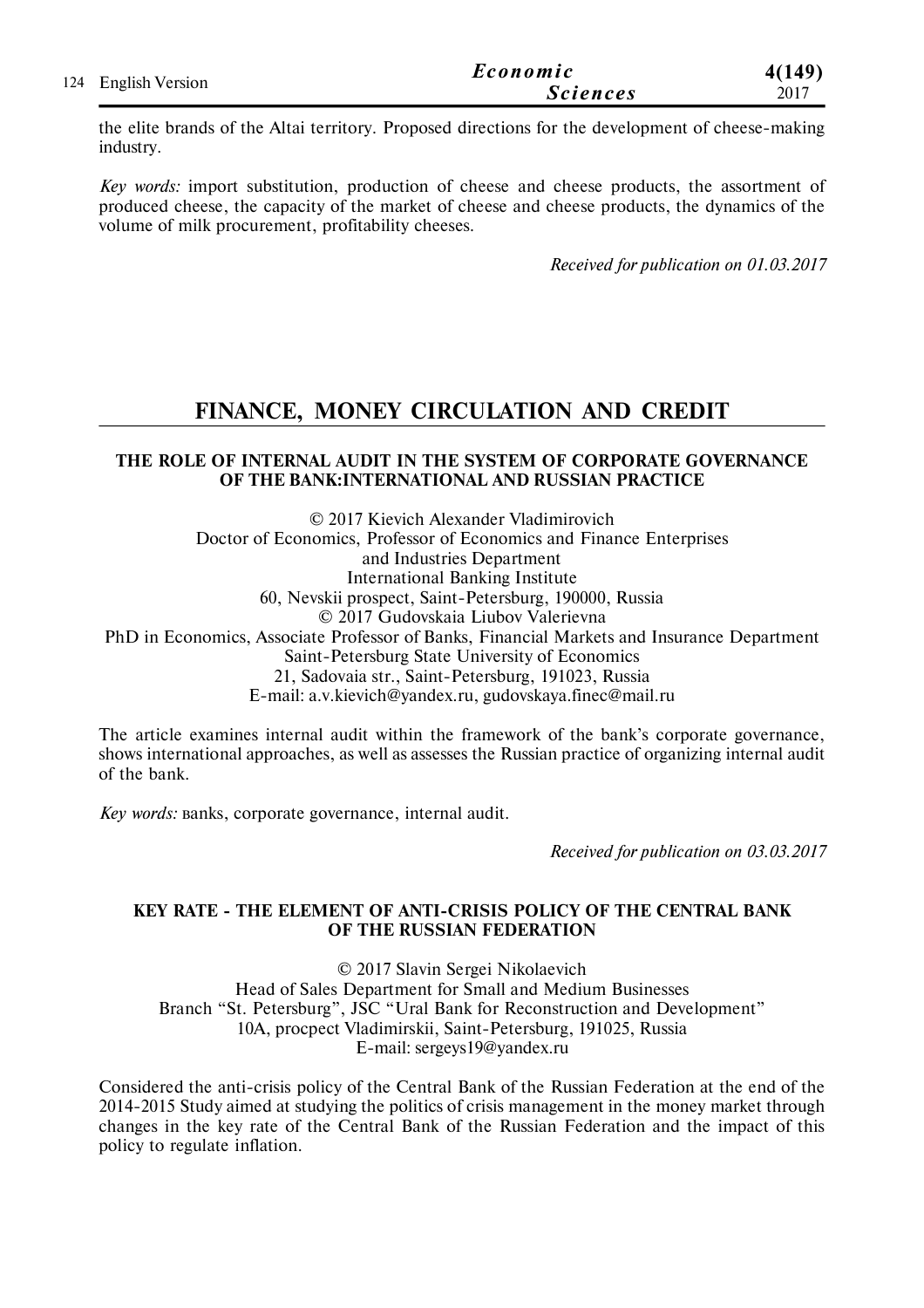the elite brands of the Altai territory. Proposed directions for the development of cheese-making industry.

*Key words:* import substitution, production of cheese and cheese products, the assortment of produced cheese, the capacity of the market of cheese and cheese products, the dynamics of the volume of milk procurement, profitability cheeses.

*Received for publication on 01.03.2017*

## FINANCE, MONEY CIRCULATION AND CREDIT

### THE ROLE OF INTERNAL AUDIT IN THE SYSTEM OF CORPORATE GOVERNANCE OF THE BANK:INTERNATIONAL AND RUSSIAN PRACTICE

© 2017 Kievich Alexander Vladimirovich
Doctor of Economics, Professor of Economics and Finance Enterprises
and Industries Department
International Banking Institute
60, Nevskii prospect, Saint-Petersburg, 190000, Russia
© 2017 Gudovskaia Liubov Valerievna
PhD in Economics, Associate Professor of Banks, Financial Markets and Insurance Department
Saint-Petersburg State University of Economics
21, Sadovaia str., Saint-Petersburg, 191023, Russia
E-mail: a.v.kievich@yandex.ru, gudovskaya.finec@mail.ru

The article examines internal audit within the framework of the bank's corporate governance, shows international approaches, as well as assesses the Russian practice of organizing internal audit of the bank.

*Key words:* вanks, corporate governance, internal audit.

*Received for publication on 03.03.2017*

### KEY RATE - THE ELEMENT OF ANTI-CRISIS POLICY OF THE CENTRAL BANK OF THE RUSSIAN FEDERATION

© 2017 Slavin Sergei Nikolaevich
Head of Sales Department for Small and Medium Businesses
Branch "St. Petersburg", JSC "Ural Bank for Reconstruction and Development"
10A, procpect Vladimirskii, Saint-Petersburg, 191025, Russia
E-mail: sergeys19@yandex.ru

Considered the anti-crisis policy of the Central Bank of the Russian Federation at the end of the 2014-2015 Study aimed at studying the politics of crisis management in the money market through changes in the key rate of the Central Bank of the Russian Federation and the impact of this policy to regulate inflation.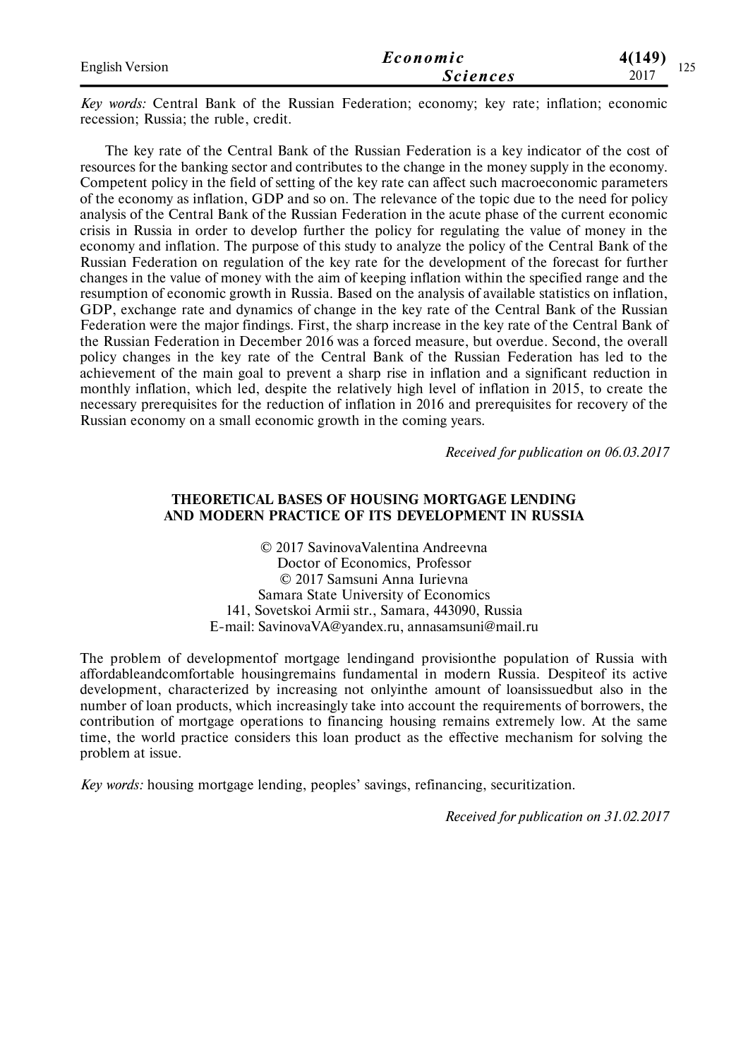*Key words:* Central Bank of the Russian Federation; economy; key rate; inflation; economic recession; Russia; the ruble, credit.

The key rate of the Central Bank of the Russian Federation is a key indicator of the cost of resources for the banking sector and contributes to the change in the money supply in the economy. Competent policy in the field of setting of the key rate can affect such macroeconomic parameters of the economy as inflation, GDP and so on. The relevance of the topic due to the need for policy analysis of the Central Bank of the Russian Federation in the acute phase of the current economic crisis in Russia in order to develop further the policy for regulating the value of money in the economy and inflation. The purpose of this study to analyze the policy of the Central Bank of the Russian Federation on regulation of the key rate for the development of the forecast for further changes in the value of money with the aim of keeping inflation within the specified range and the resumption of economic growth in Russia. Based on the analysis of available statistics on inflation, GDP, exchange rate and dynamics of change in the key rate of the Central Bank of the Russian Federation were the major findings. First, the sharp increase in the key rate of the Central Bank of the Russian Federation in December 2016 was a forced measure, but overdue. Second, the overall policy changes in the key rate of the Central Bank of the Russian Federation has led to the achievement of the main goal to prevent a sharp rise in inflation and a significant reduction in monthly inflation, which led, despite the relatively high level of inflation in 2015, to create the necessary prerequisites for the reduction of inflation in 2016 and prerequisites for recovery of the Russian economy on a small economic growth in the coming years.

*Received for publication on 06.03.2017*

## THEORETICAL BASES OF HOUSING MORTGAGE LENDING AND MODERN PRACTICE OF ITS DEVELOPMENT IN RUSSIA

© 2017 SavinovaValentina Andreevna
Doctor of Economics, Professor
© 2017 Samsuni Anna Iurievna
Samara State University of Economics
141, Sovetskoi Armii str., Samara, 443090, Russia
E-mail: SavinovaVA@yandex.ru, annasamsuni@mail.ru

The problem of developmentof mortgage lendingand provisionthe population of Russia with affordableandcomfortable housingremains fundamental in modern Russia. Despiteof its active development, characterized by increasing not onlyinthe amount of loansissuedbut also in the number of loan products, which increasingly take into account the requirements of borrowers, the contribution of mortgage operations to financing housing remains extremely low. At the same time, the world practice considers this loan product as the effective mechanism for solving the problem at issue.

*Key words:* housing mortgage lending, peoples' savings, refinancing, securitization.

*Received for publication on 31.02.2017*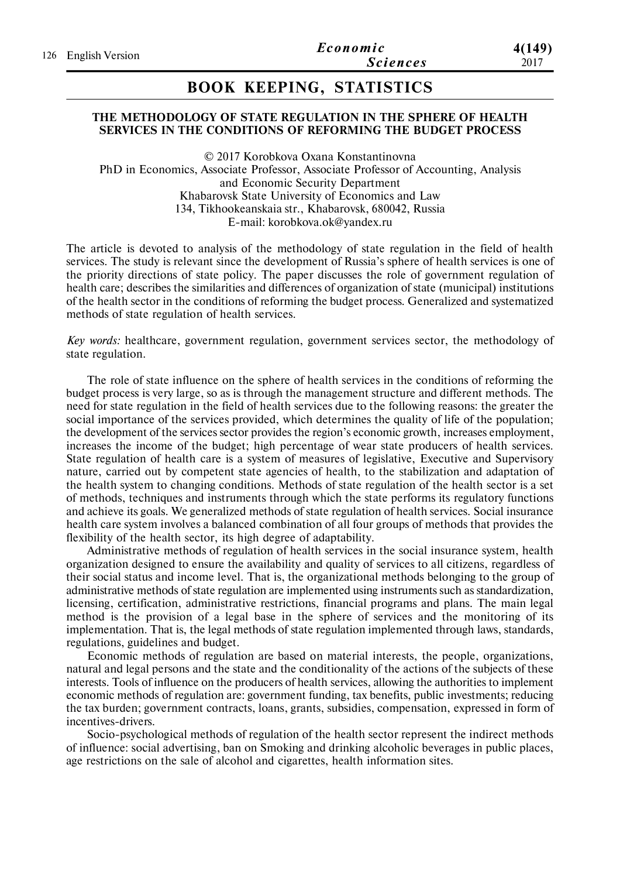## BOOK KEEPING, STATISTICS

### THE METHODOLOGY OF STATE REGULATION IN THE SPHERE OF HEALTH SERVICES IN THE CONDITIONS OF REFORMING THE BUDGET PROCESS

© 2017 Korobkova Oxana Konstantinovna
PhD in Economics, Associate Professor, Associate Professor of Accounting, Analysis and Economic Security Department
Khabarovsk State University of Economics and Law
134, Tikhookeanskaia str., Khabarovsk, 680042, Russia
E-mail: korobkova.ok@yandex.ru

The article is devoted to analysis of the methodology of state regulation in the field of health services. The study is relevant since the development of Russia's sphere of health services is one of the priority directions of state policy. The paper discusses the role of government regulation of health care; describes the similarities and differences of organization of state (municipal) institutions of the health sector in the conditions of reforming the budget process. Generalized and systematized methods of state regulation of health services.

*Key words:* healthcare, government regulation, government services sector, the methodology of state regulation.

The role of state influence on the sphere of health services in the conditions of reforming the budget process is very large, so as is through the management structure and different methods. The need for state regulation in the field of health services due to the following reasons: the greater the social importance of the services provided, which determines the quality of life of the population; the development of the services sector provides the region's economic growth, increases employment, increases the income of the budget; high percentage of wear state producers of health services. State regulation of health care is a system of measures of legislative, Executive and Supervisory nature, carried out by competent state agencies of health, to the stabilization and adaptation of the health system to changing conditions. Methods of state regulation of the health sector is a set of methods, techniques and instruments through which the state performs its regulatory functions and achieve its goals. We generalized methods of state regulation of health services. Social insurance health care system involves a balanced combination of all four groups of methods that provides the flexibility of the health sector, its high degree of adaptability.

Administrative methods of regulation of health services in the social insurance system, health organization designed to ensure the availability and quality of services to all citizens, regardless of their social status and income level. That is, the organizational methods belonging to the group of administrative methods of state regulation are implemented using instruments such as standardization, licensing, certification, administrative restrictions, financial programs and plans. The main legal method is the provision of a legal base in the sphere of services and the monitoring of its implementation. That is, the legal methods of state regulation implemented through laws, standards, regulations, guidelines and budget.

Economic methods of regulation are based on material interests, the people, organizations, natural and legal persons and the state and the conditionality of the actions of the subjects of these interests. Tools of influence on the producers of health services, allowing the authorities to implement economic methods of regulation are: government funding, tax benefits, public investments; reducing the tax burden; government contracts, loans, grants, subsidies, compensation, expressed in form of incentives-drivers.

Socio-psychological methods of regulation of the health sector represent the indirect methods of influence: social advertising, ban on Smoking and drinking alcoholic beverages in public places, age restrictions on the sale of alcohol and cigarettes, health information sites.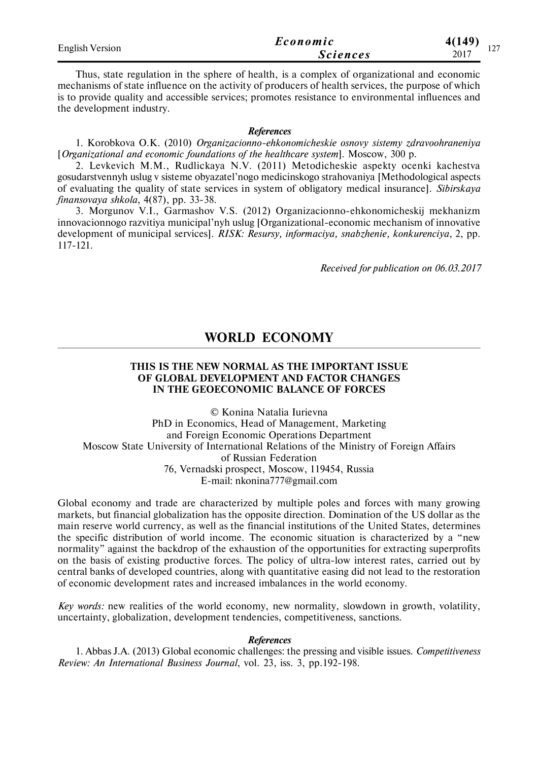Thus, state regulation in the sphere of health, is a complex of organizational and economic mechanisms of state influence on the activity of producers of health services, the purpose of which is to provide quality and accessible services; promotes resistance to environmental influences and the development industry.

***References***

1. Korobkova O.K. (2010) *Organizacionno-ehkonomicheskie osnovy sistemy zdravoohraneniya* [*Organizational and economic foundations of the healthcare system*]. Moscow, 300 p.
2. Levkevich M.M., Rudlickaya N.V. (2011) Metodicheskie aspekty ocenki kachestva gosudarstvennyh uslug v sisteme obyazatel'nogo medicinskogo strahovaniya [Methodological aspects of evaluating the quality of state services in system of obligatory medical insurance]. *Sibirskaya finansovaya shkola*, 4(87), pp. 33-38.
3. Morgunov V.I., Garmashov V.S. (2012) Organizacionno-ehkonomicheskij mekhanizm innovacionnogo razvitiya municipal'nyh uslug [Organizational-economic mechanism of innovative development of municipal services]. *RISK: Resursy, informaciya, snabzhenie, konkurenciya*, 2, pp. 117-121.

*Received for publication on 06.03.2017*

# WORLD ECONOMY

## THIS IS THE NEW NORMAL AS THE IMPORTANT ISSUE OF GLOBAL DEVELOPMENT AND FACTOR CHANGES IN THE GEOECONOMIC BALANCE OF FORCES

© Konina Natalia Iurievna
PhD in Economics, Head of Management, Marketing
and Foreign Economic Operations Department
Moscow State University of International Relations of the Ministry of Foreign Affairs
of Russian Federation
76, Vernadski prospect, Moscow, 119454, Russia
E-mail: nkonina777@gmail.com

Global economy and trade are characterized by multiple poles and forces with many growing markets, but financial globalization has the opposite direction. Domination of the US dollar as the main reserve world currency, as well as the financial institutions of the United States, determines the specific distribution of world income. The economic situation is characterized by a "new normality" against the backdrop of the exhaustion of the opportunities for extracting superprofits on the basis of existing productive forces. The policy of ultra-low interest rates, carried out by central banks of developed countries, along with quantitative easing did not lead to the restoration of economic development rates and increased imbalances in the world economy.

*Key words:* new realities of the world economy, new normality, slowdown in growth, volatility, uncertainty, globalization, development tendencies, competitiveness, sanctions.

***References***

1. Abbas J.A. (2013) Global economic challenges: the pressing and visible issues. *Competitiveness Review: An International Business Journal*, vol. 23, iss. 3, pp.192-198.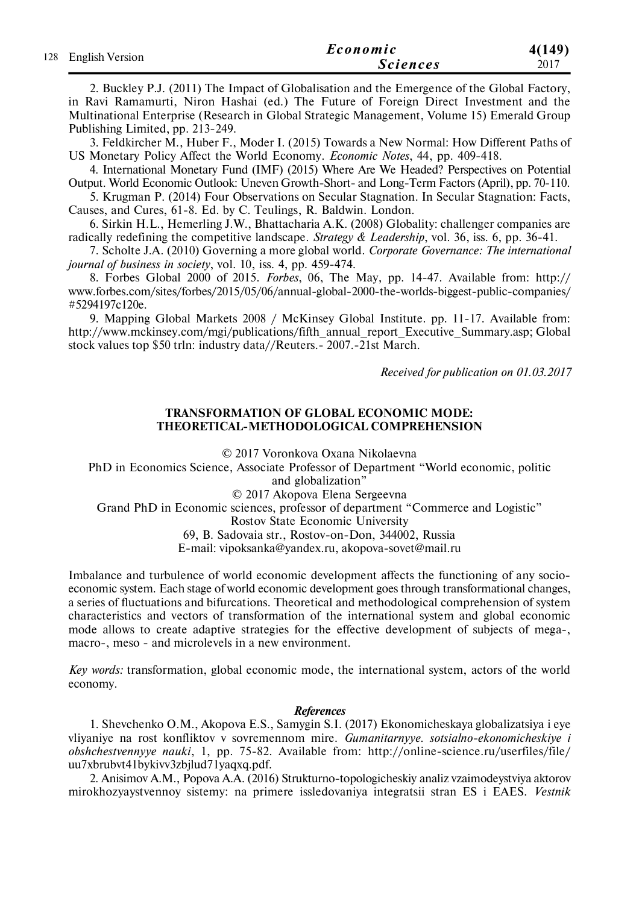2. Buckley P.J. (2011) The Impact of Globalisation and the Emergence of the Global Factory, in Ravi Ramamurti, Niron Hashai (ed.) The Future of Foreign Direct Investment and the Multinational Enterprise (Research in Global Strategic Management, Volume 15) Emerald Group Publishing Limited, pp. 213-249.

3. Feldkircher M., Huber F., Moder I. (2015) Towards a New Normal: How Different Paths of US Monetary Policy Affect the World Economy. *Economic Notes*, 44, pp. 409-418.

4. International Monetary Fund (IMF) (2015) Where Are We Headed? Perspectives on Potential Output. World Economic Outlook: Uneven Growth-Short- and Long-Term Factors (April), pp. 70-110.

5. Krugman P. (2014) Four Observations on Secular Stagnation. In Secular Stagnation: Facts, Causes, and Cures, 61-8. Ed. by C. Teulings, R. Baldwin. London.

6. Sirkin H.L., Hemerling J.W., Bhattacharia A.K. (2008) Globality: challenger companies are radically redefining the competitive landscape. *Strategy & Leadership*, vol. 36, iss. 6, pp. 36-41.

7. Scholte J.A. (2010) Governing a more global world. *Corporate Governance: The international journal of business in society*, vol. 10, iss. 4, pp. 459-474.

8. Forbes Global 2000 of 2015. *Forbes*, 06, The May, pp. 14-47. Available from: http://www.forbes.com/sites/forbes/2015/05/06/annual-global-2000-the-worlds-biggest-public-companies/#5294197c120e.

9. Mapping Global Markets 2008 / McKinsey Global Institute. pp. 11-17. Available from: http://www.mckinsey.com/mgi/publications/fifth_annual_report_Executive_Summary.asp; Global stock values top $50 trln: industry data//Reuters.- 2007.-21st March.

*Received for publication on 01.03.2017*

## TRANSFORMATION OF GLOBAL ECONOMIC MODE: THEORETICAL-METHODOLOGICAL COMPREHENSION

© 2017 Voronkova Oxana Nikolaevna
PhD in Economics Science, Associate Professor of Department "World economic, politic and globalization"
© 2017 Akopova Elena Sergeevna
Grand PhD in Economic sciences, professor of department "Commerce and Logistic"
Rostov State Economic University
69, B. Sadovaia str., Rostov-on-Don, 344002, Russia
E-mail: vipoksanka@yandex.ru, akopova-sovet@mail.ru

Imbalance and turbulence of world economic development affects the functioning of any socio-economic system. Each stage of world economic development goes through transformational changes, a series of fluctuations and bifurcations. Theoretical and methodological comprehension of system characteristics and vectors of transformation of the international system and global economic mode allows to create adaptive strategies for the effective development of subjects of mega-, macro-, meso - and microlevels in a new environment.

*Key words:* transformation, global economic mode, the international system, actors of the world economy.

### *References*

1. Shevchenko O.M., Akopova E.S., Samygin S.I. (2017) Ekonomicheskaya globalizatsiya i eye vliyaniye na rost konfliktov v sovremennom mire. *Gumanitarnyye. sotsialno-ekonomicheskiye i obshchestvennyye nauki*, 1, pp. 75-82. Available from: http://online-science.ru/userfiles/file/uu7xbrubvt41bykivv3zbjlud71yaqxq.pdf.

2. Anisimov A.M., Popova A.A. (2016) Strukturno-topologicheskiy analiz vzaimodeystviya aktorov mirokhozyaystvennoy sistemy: na primere issledovaniya integratsii stran ES i EAES. *Vestnik*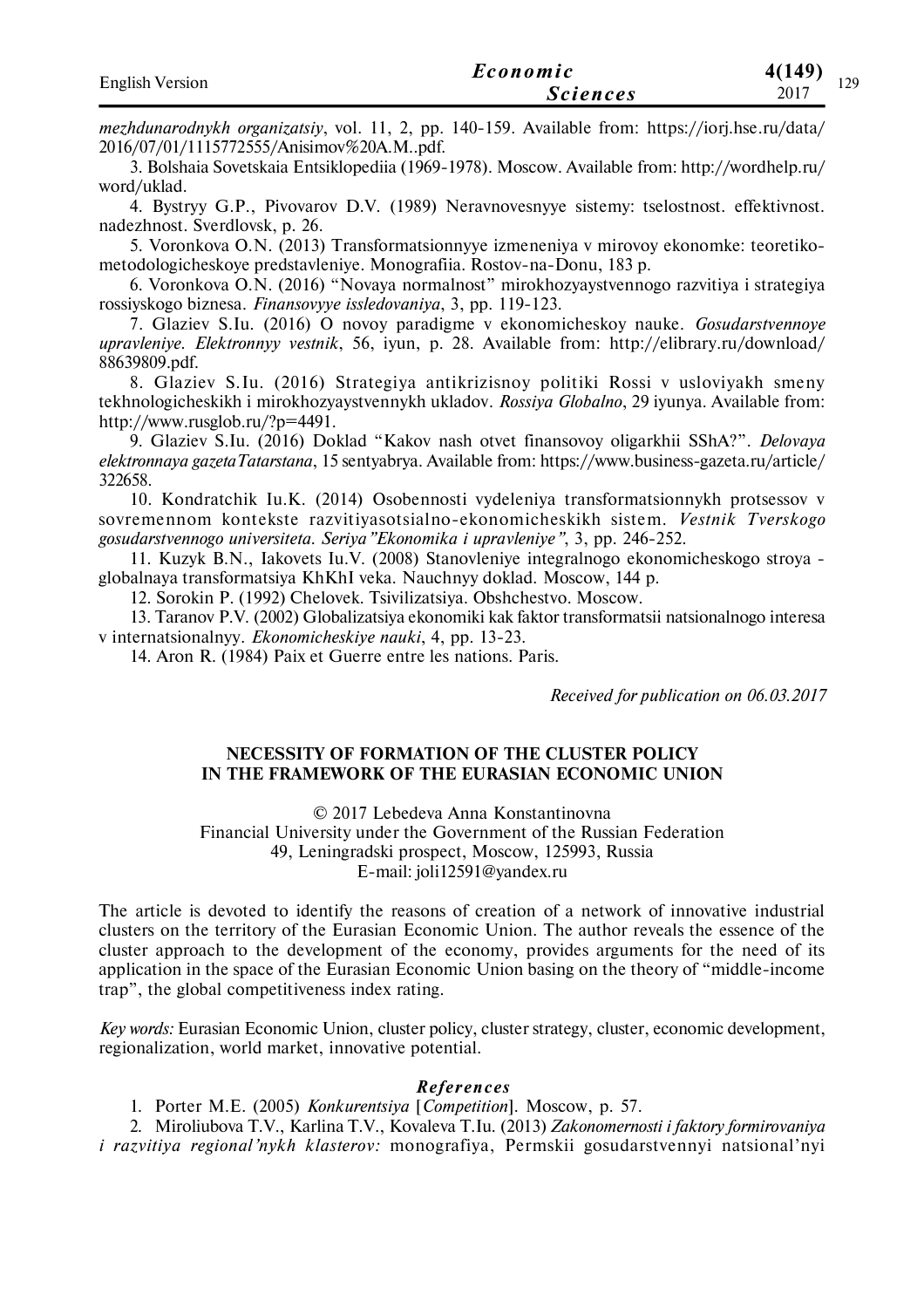*mezhdunarodnykh organizatsiy*, vol. 11, 2, pp. 140-159. Available from: https://iorj.hse.ru/data/2016/07/01/1115772555/Anisimov%20A.M..pdf.

3. Bolshaia Sovetskaia Entsiklopediia (1969-1978). Moscow. Available from: http://wordhelp.ru/word/uklad.

4. Bystryy G.P., Pivovarov D.V. (1989) Neravnovesnyye sistemy: tselostnost. effektivnost. nadezhnost. Sverdlovsk, p. 26.

5. Voronkova O.N. (2013) Transformatsionnyye izmeneniya v mirovoy ekonomke: teoretiko-metodologicheskoye predstavleniye. Monografiia. Rostov-na-Donu, 183 p.

6. Voronkova O.N. (2016) "Novaya normalnost" mirokhozyaystvennogo razvitiya i strategiya rossiyskogo biznesa. *Finansovyye issledovaniya*, 3, pp. 119-123.

7. Glaziev S.Iu. (2016) O novoy paradigme v ekonomicheskoy nauke. *Gosudarstvennoye upravleniye. Elektronnyy vestnik*, 56, iyun, p. 28. Available from: http://elibrary.ru/download/88639809.pdf.

8. Glaziev S.Iu. (2016) Strategiya antikrizisnoy politiki Rossi v usloviyakh smeny tekhnologicheskikh i mirokhozyaystvennykh ukladov. *Rossiya Globalno*, 29 iyunya. Available from: http://www.rusglob.ru/?p=4491.

9. Glaziev S.Iu. (2016) Doklad "Kakov nash otvet finansovoy oligarkhii SShA?". *Delovaya elektronnaya gazetaTatarstana*, 15 sentyabrya. Available from: https://www.business-gazeta.ru/article/322658.

10. Kondratchik Iu.K. (2014) Osobennosti vydeleniya transformatsionnykh protsessov v sovremennom kontekste razvitiyasotsialno-ekonomicheskikh sistem. *Vestnik Tverskogo gosudarstvennogo universiteta. Seriya"Ekonomika i upravleniye"*, 3, pp. 246-252.

11. Kuzyk B.N., Iakovets Iu.V. (2008) Stanovleniye integralnogo ekonomicheskogo stroya - globalnaya transformatsiya KhKhI veka. Nauchnyy doklad. Moscow, 144 p.

12. Sorokin P. (1992) Chelovek. Tsivilizatsiya. Obshchestvo. Moscow.

13. Taranov P.V. (2002) Globalizatsiya ekonomiki kak faktor transformatsii natsionalnogo interesa v internatsionalnyy. *Ekonomicheskiye nauki*, 4, pp. 13-23.

14. Aron R. (1984) Paix et Guerre entre les nations. Paris.

*Received for publication on 06.03.2017*

## NECESSITY OF FORMATION OF THE CLUSTER POLICY IN THE FRAMEWORK OF THE EURASIAN ECONOMIC UNION

© 2017 Lebedeva Anna Konstantinovna
Financial University under the Government of the Russian Federation
49, Leningradski prospect, Moscow, 125993, Russia
E-mail: joli12591@yandex.ru

The article is devoted to identify the reasons of creation of a network of innovative industrial clusters on the territory of the Eurasian Economic Union. The author reveals the essence of the cluster approach to the development of the economy, provides arguments for the need of its application in the space of the Eurasian Economic Union basing on the theory of "middle-income trap", the global competitiveness index rating.

*Key words:* Eurasian Economic Union, cluster policy, cluster strategy, cluster, economic development, regionalization, world market, innovative potential.

### *References*

1. Porter M.E. (2005) *Konkurentsiya* [*Competition*]. Moscow, p. 57.

2. Miroliubova T.V., Karlina T.V., Kovaleva T.Iu. (2013) *Zakonomernosti i faktory formirovaniya i razvitiya regional'nykh klasterov:* monografiya, Permskii gosudarstvennyi natsional'nyi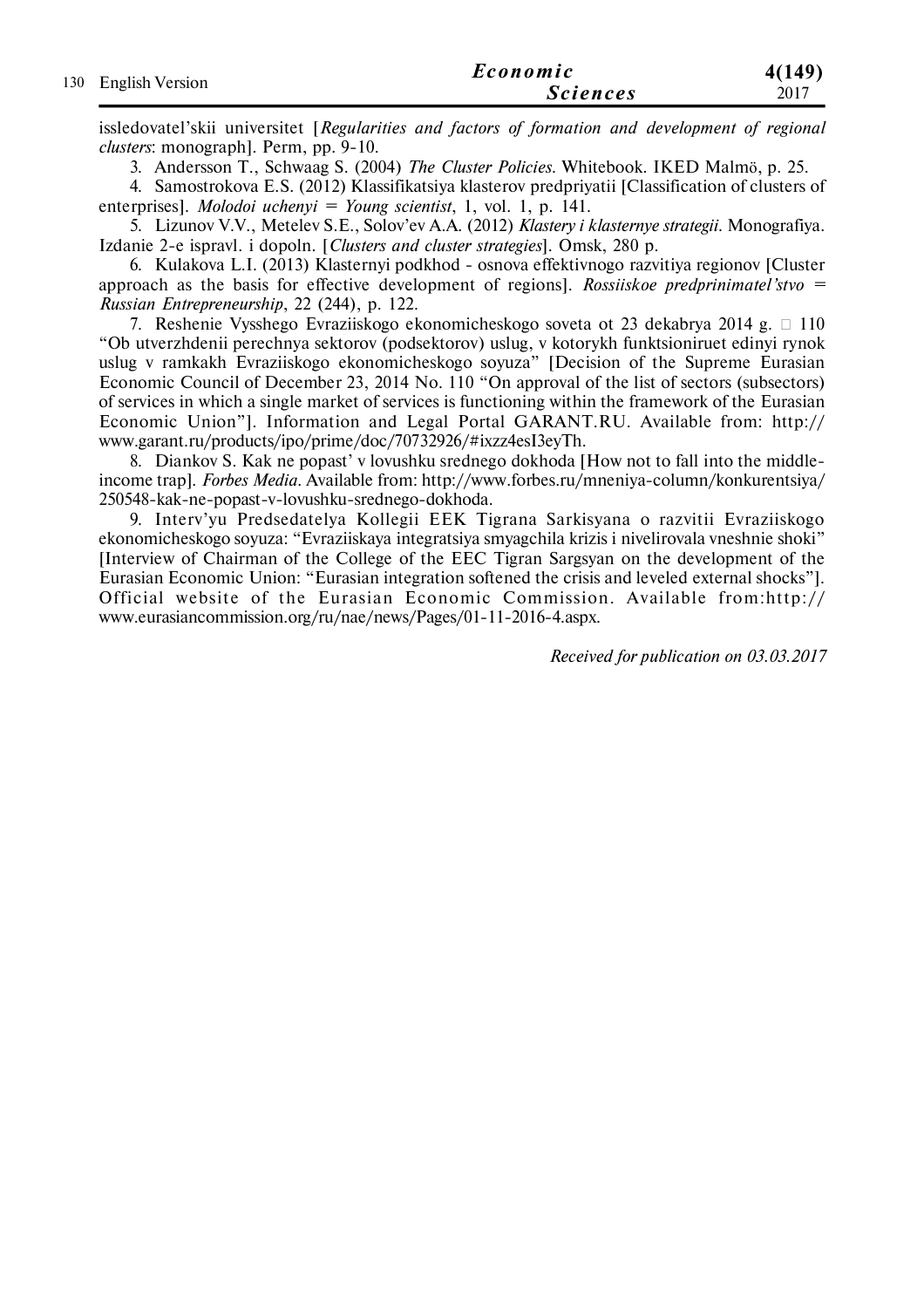issledovatel'skii universitet [*Regularities and factors of formation and development of regional clusters*: monograph]. Perm, pp. 9-10.

3. Andersson T., Schwaag S. (2004) *The Cluster Policies*. Whitebook. IKED Malmö, p. 25.

4. Samostrokova E.S. (2012) Klassifikatsiya klasterov predpriyatii [Classification of clusters of enterprises]. *Molodoi uchenyi = Young scientist*, 1, vol. 1, p. 141.

5. Lizunov V.V., Metelev S.E., Solov'ev A.A. (2012) *Klastery i klasternye strategii*. Monografiya. Izdanie 2-e ispravl. i dopoln. [*Clusters and cluster strategies*]. Omsk, 280 p.

6. Kulakova L.I. (2013) Klasternyi podkhod - osnova effektivnogo razvitiya regionov [Cluster approach as the basis for effective development of regions]. *Rossiiskoe predprinimatel'stvo = Russian Entrepreneurship*, 22 (244), p. 122.

7. Reshenie Vysshego Evraziiskogo ekonomicheskogo soveta ot 23 dekabrya 2014 g. □ 110 "Ob utverzhdenii perechnya sektorov (podsektorov) uslug, v kotorykh funktsioniruet edinyi rynok uslug v ramkakh Evraziiskogo ekonomicheskogo soyuza" [Decision of the Supreme Eurasian Economic Council of December 23, 2014 No. 110 "On approval of the list of sectors (subsectors) of services in which a single market of services is functioning within the framework of the Eurasian Economic Union"]. Information and Legal Portal GARANT.RU. Available from: http://www.garant.ru/products/ipo/prime/doc/70732926/#ixzz4esI3eyTh.

8. Diankov S. Kak ne popast' v lovushku srednego dokhoda [How not to fall into the middle-income trap]. *Forbes Media*. Available from: http://www.forbes.ru/mneniya-column/konkurentsiya/250548-kak-ne-popast-v-lovushku-srednego-dokhoda.

9. Interv'yu Predsedatelya Kollegii EEK Tigrana Sarkisyana o razvitii Evraziiskogo ekonomicheskogo soyuza: "Evraziiskaya integratsiya smyagchila krizis i nivelirovala vneshnie shoki" [Interview of Chairman of the College of the EEC Tigran Sargsyan on the development of the Eurasian Economic Union: "Eurasian integration softened the crisis and leveled external shocks"]. Official website of the Eurasian Economic Commission. Available from:http://www.eurasiancommission.org/ru/nae/news/Pages/01-11-2016-4.aspx.

*Received for publication on 03.03.2017*